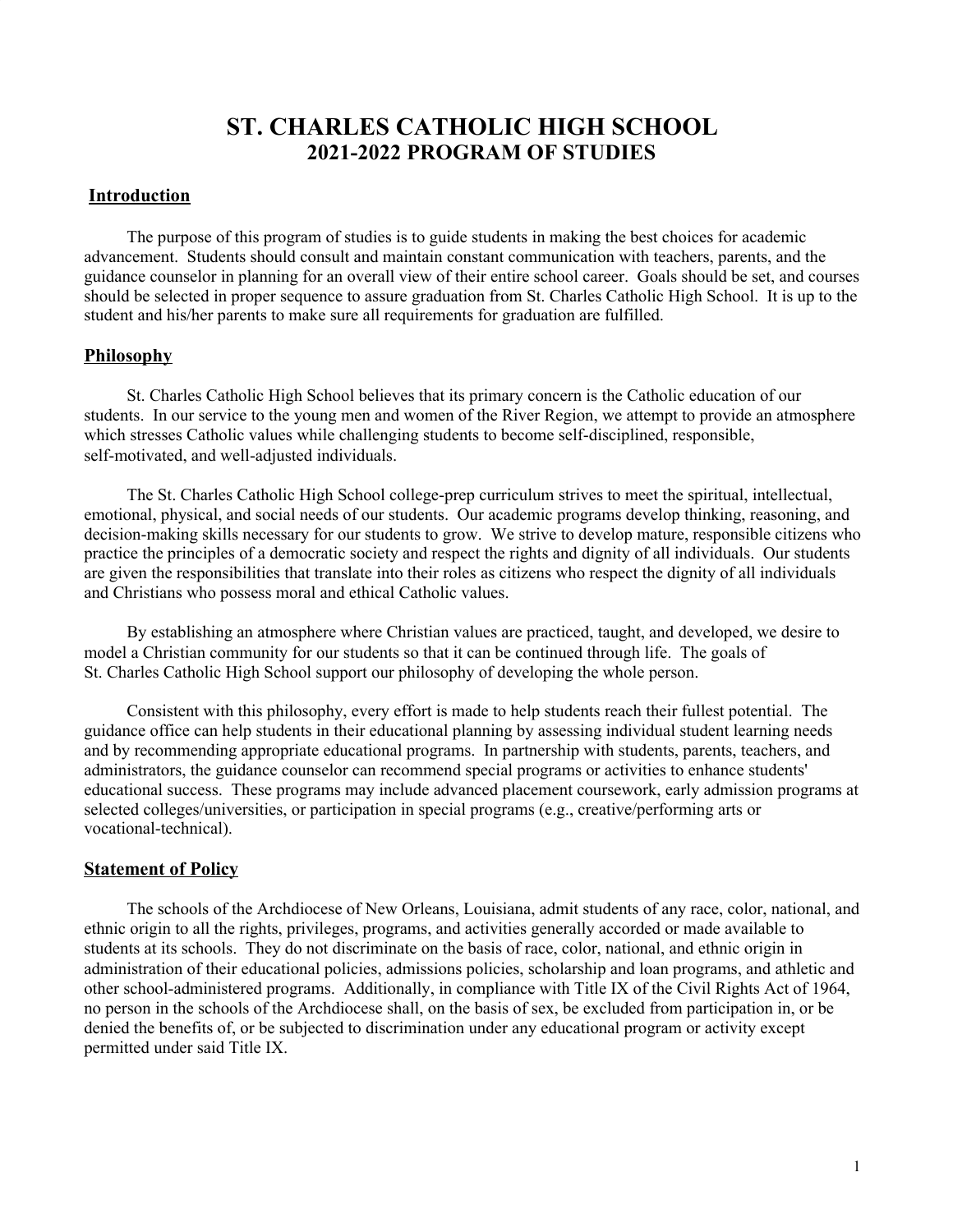# ST. CHARLES CATHOLIC HIGH SCHOOL
## 2021-2022 PROGRAM OF STUDIES

### Introduction

The purpose of this program of studies is to guide students in making the best choices for academic advancement. Students should consult and maintain constant communication with teachers, parents, and the guidance counselor in planning for an overall view of their entire school career. Goals should be set, and courses should be selected in proper sequence to assure graduation from St. Charles Catholic High School. It is up to the student and his/her parents to make sure all requirements for graduation are fulfilled.

### Philosophy

St. Charles Catholic High School believes that its primary concern is the Catholic education of our students. In our service to the young men and women of the River Region, we attempt to provide an atmosphere which stresses Catholic values while challenging students to become self-disciplined, responsible, self-motivated, and well-adjusted individuals.

The St. Charles Catholic High School college-prep curriculum strives to meet the spiritual, intellectual, emotional, physical, and social needs of our students. Our academic programs develop thinking, reasoning, and decision-making skills necessary for our students to grow. We strive to develop mature, responsible citizens who practice the principles of a democratic society and respect the rights and dignity of all individuals. Our students are given the responsibilities that translate into their roles as citizens who respect the dignity of all individuals and Christians who possess moral and ethical Catholic values.

By establishing an atmosphere where Christian values are practiced, taught, and developed, we desire to model a Christian community for our students so that it can be continued through life. The goals of St. Charles Catholic High School support our philosophy of developing the whole person.

Consistent with this philosophy, every effort is made to help students reach their fullest potential. The guidance office can help students in their educational planning by assessing individual student learning needs and by recommending appropriate educational programs. In partnership with students, parents, teachers, and administrators, the guidance counselor can recommend special programs or activities to enhance students' educational success. These programs may include advanced placement coursework, early admission programs at selected colleges/universities, or participation in special programs (e.g., creative/performing arts or vocational-technical).

### Statement of Policy

The schools of the Archdiocese of New Orleans, Louisiana, admit students of any race, color, national, and ethnic origin to all the rights, privileges, programs, and activities generally accorded or made available to students at its schools. They do not discriminate on the basis of race, color, national, and ethnic origin in administration of their educational policies, admissions policies, scholarship and loan programs, and athletic and other school-administered programs. Additionally, in compliance with Title IX of the Civil Rights Act of 1964, no person in the schools of the Archdiocese shall, on the basis of sex, be excluded from participation in, or be denied the benefits of, or be subjected to discrimination under any educational program or activity except permitted under said Title IX.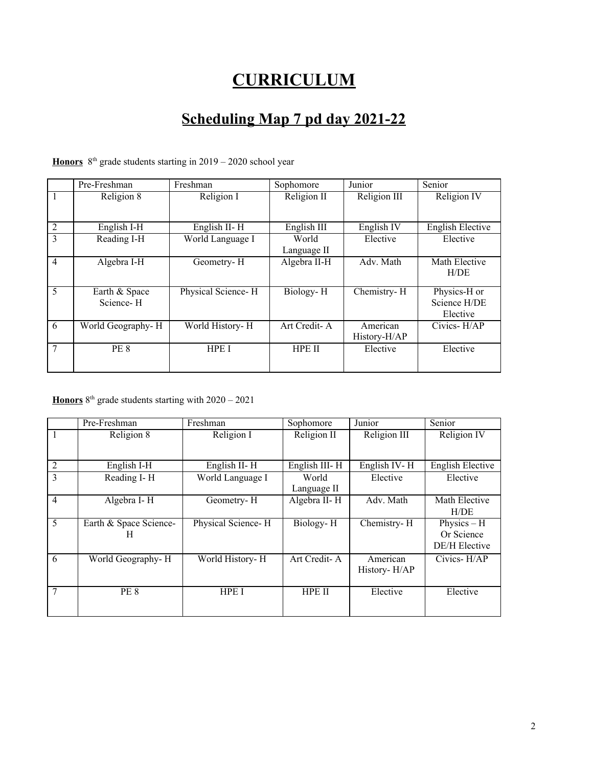# CURRICULUM

## Scheduling Map 7 pd day 2021-22

**Honors** 8th grade students starting in 2019 – 2020 school year

| | Pre-Freshman | Freshman | Sophomore | Junior | Senior |
|---|---|---|---|---|---|
| 1 | Religion 8 | Religion I | Religion II | Religion III | Religion IV |
| 2 | English I-H | English II- H | English III | English IV | English Elective |
| 3 | Reading I-H | World Language I | World Language II | Elective | Elective |
| 4 | Algebra I-H | Geometry- H | Algebra II-H | Adv. Math | Math Elective H/DE |
| 5 | Earth & Space Science- H | Physical Science- H | Biology- H | Chemistry- H | Physics-H or Science H/DE Elective |
| 6 | World Geography- H | World History- H | Art Credit- A | American History-H/AP | Civics- H/AP |
| 7 | PE 8 | HPE I | HPE II | Elective | Elective |

**Honors** 8th grade students starting with 2020 – 2021

| | Pre-Freshman | Freshman | Sophomore | Junior | Senior |
|---|---|---|---|---|---|
| 1 | Religion 8 | Religion I | Religion II | Religion III | Religion IV |
| 2 | English I-H | English II- H | English III- H | English IV- H | English Elective |
| 3 | Reading I- H | World Language I | World Language II | Elective | Elective |
| 4 | Algebra I- H | Geometry- H | Algebra II- H | Adv. Math | Math Elective H/DE |
| 5 | Earth & Space Science- H | Physical Science- H | Biology- H | Chemistry- H | Physics – H Or Science DE/H Elective |
| 6 | World Geography- H | World History- H | Art Credit- A | American History- H/AP | Civics- H/AP |
| 7 | PE 8 | HPE I | HPE II | Elective | Elective |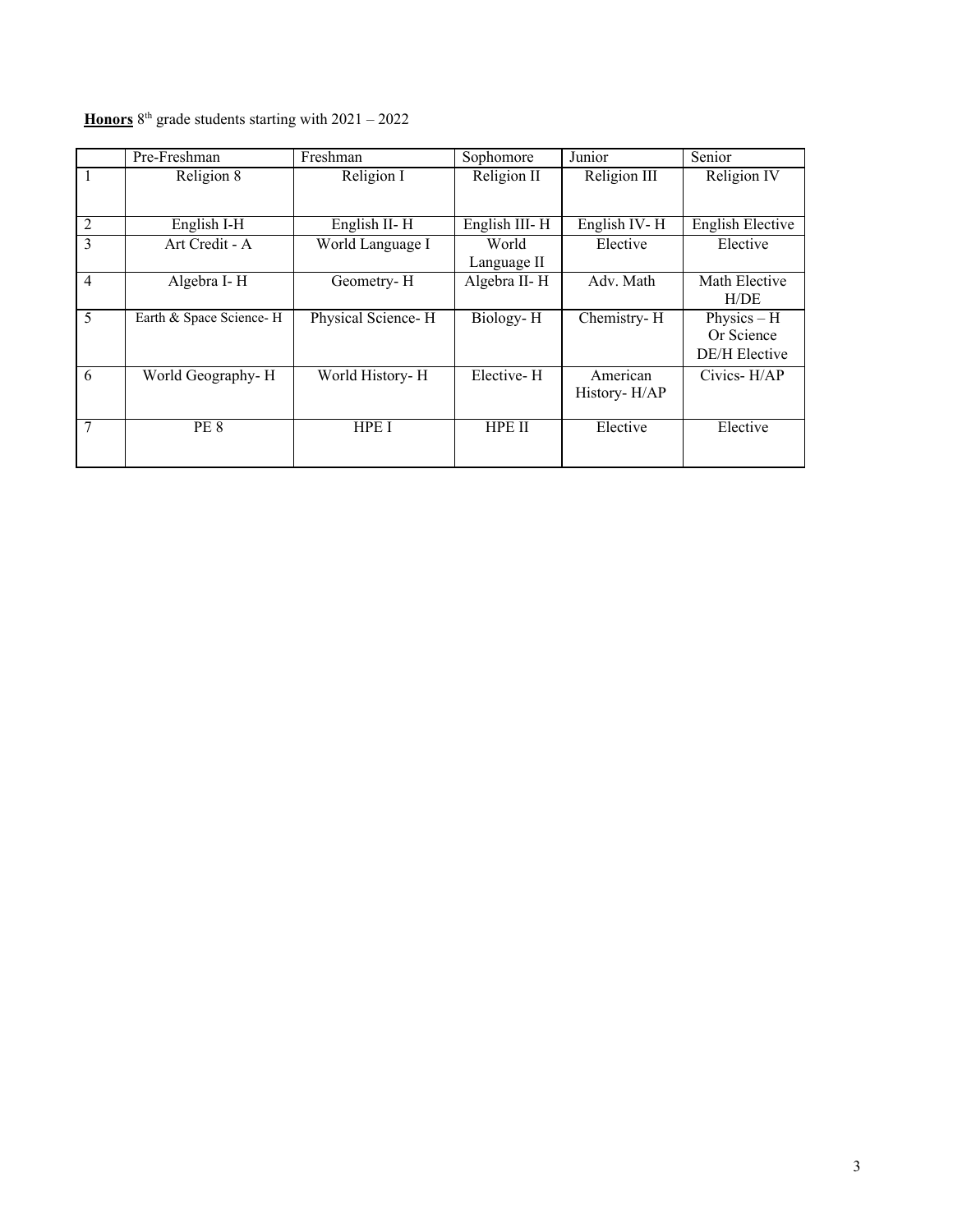**Honors** 8th grade students starting with 2021 – 2022

| | Pre-Freshman | Freshman | Sophomore | Junior | Senior |
|---|---|---|---|---|---|
| 1 | Religion 8 | Religion I | Religion II | Religion III | Religion IV |
| 2 | English I-H | English II- H | English III- H | English IV- H | English Elective |
| 3 | Art Credit - A | World Language I | World Language II | Elective | Elective |
| 4 | Algebra I- H | Geometry- H | Algebra II- H | Adv. Math | Math Elective H/DE |
| 5 | Earth & Space Science- H | Physical Science- H | Biology- H | Chemistry- H | Physics – H Or Science DE/H Elective |
| 6 | World Geography- H | World History- H | Elective- H | American History- H/AP | Civics- H/AP |
| 7 | PE 8 | HPE I | HPE II | Elective | Elective |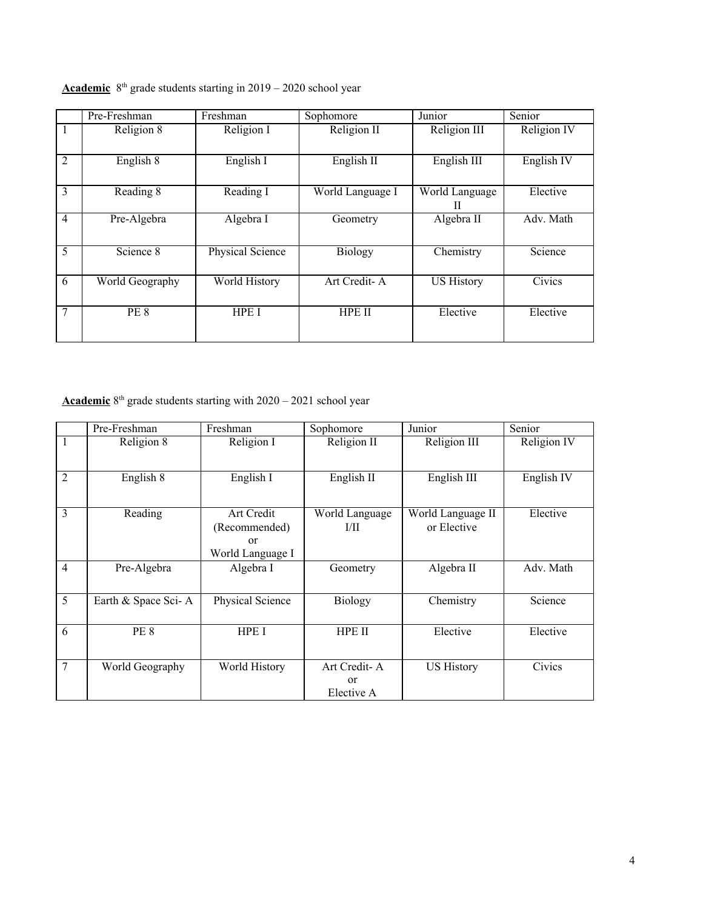**Academic** 8th grade students starting in 2019 – 2020 school year

| | Pre-Freshman | Freshman | Sophomore | Junior | Senior |
|---|---|---|---|---|---|
| 1 | Religion 8 | Religion I | Religion II | Religion III | Religion IV |
| 2 | English 8 | English I | English II | English III | English IV |
| 3 | Reading 8 | Reading I | World Language I | World Language II | Elective |
| 4 | Pre-Algebra | Algebra I | Geometry | Algebra II | Adv. Math |
| 5 | Science 8 | Physical Science | Biology | Chemistry | Science |
| 6 | World Geography | World History | Art Credit- A | US History | Civics |
| 7 | PE 8 | HPE I | HPE II | Elective | Elective |

**Academic** 8th grade students starting with 2020 – 2021 school year

| | Pre-Freshman | Freshman | Sophomore | Junior | Senior |
|---|---|---|---|---|---|
| 1 | Religion 8 | Religion I | Religion II | Religion III | Religion IV |
| 2 | English 8 | English I | English II | English III | English IV |
| 3 | Reading | Art Credit (Recommended) or World Language I | World Language I/II | World Language II or Elective | Elective |
| 4 | Pre-Algebra | Algebra I | Geometry | Algebra II | Adv. Math |
| 5 | Earth & Space Sci- A | Physical Science | Biology | Chemistry | Science |
| 6 | PE 8 | HPE I | HPE II | Elective | Elective |
| 7 | World Geography | World History | Art Credit- A or Elective A | US History | Civics |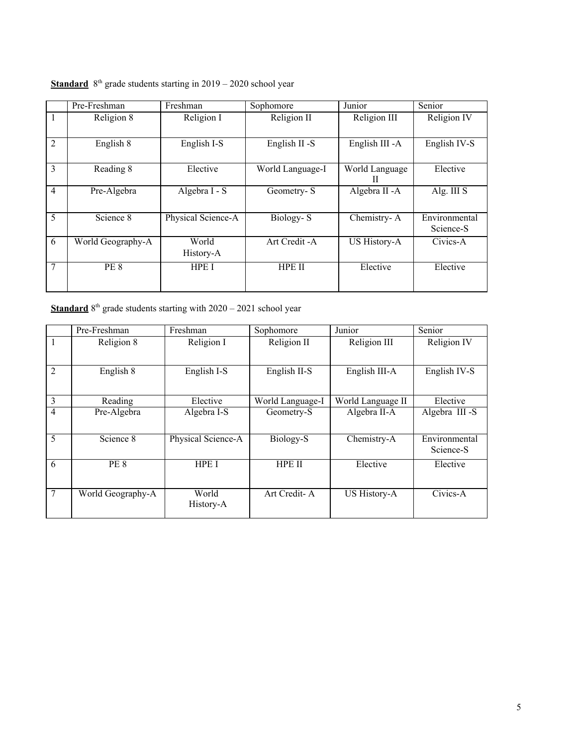**Standard** 8th grade students starting in 2019 – 2020 school year

| | Pre-Freshman | Freshman | Sophomore | Junior | Senior |
|---|---|---|---|---|---|
| 1 | Religion 8 | Religion I | Religion II | Religion III | Religion IV |
| 2 | English 8 | English I-S | English II -S | English III -A | English IV-S |
| 3 | Reading 8 | Elective | World Language-I | World Language II | Elective |
| 4 | Pre-Algebra | Algebra I - S | Geometry- S | Algebra II -A | Alg. III S |
| 5 | Science 8 | Physical Science-A | Biology- S | Chemistry- A | Environmental Science-S |
| 6 | World Geography-A | World History-A | Art Credit -A | US History-A | Civics-A |
| 7 | PE 8 | HPE I | HPE II | Elective | Elective |

**Standard** 8th grade students starting with 2020 – 2021 school year

| | Pre-Freshman | Freshman | Sophomore | Junior | Senior |
|---|---|---|---|---|---|
| 1 | Religion 8 | Religion I | Religion II | Religion III | Religion IV |
| 2 | English 8 | English I-S | English II-S | English III-A | English IV-S |
| 3 | Reading | Elective | World Language-I | World Language II | Elective |
| 4 | Pre-Algebra | Algebra I-S | Geometry-S | Algebra II-A | Algebra III -S |
| 5 | Science 8 | Physical Science-A | Biology-S | Chemistry-A | Environmental Science-S |
| 6 | PE 8 | HPE I | HPE II | Elective | Elective |
| 7 | World Geography-A | World History-A | Art Credit- A | US History-A | Civics-A |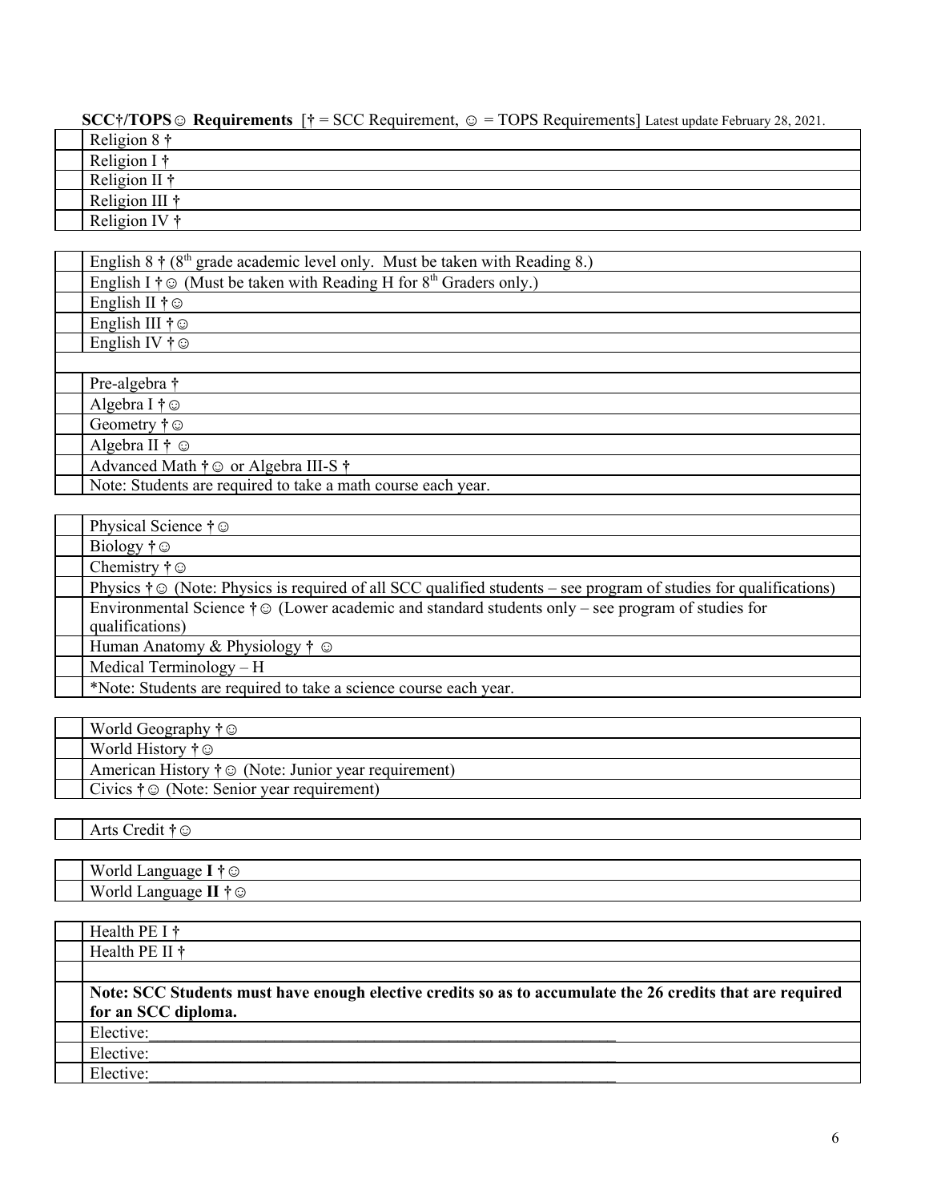**SCC†/TOPS☺ Requirements** [† = SCC Requirement, ☺ = TOPS Requirements] Latest update February 28, 2021.

| | |
|---|---|
| | Religion 8 † |
| | Religion I † |
| | Religion II † |
| | Religion III † |
| | Religion IV † |

| | |
|---|---|
| | English 8 † (8th grade academic level only. Must be taken with Reading 8.) |
| | English I † ☺ (Must be taken with Reading H for 8th Graders only.) |
| | English II † ☺ |
| | English III † ☺ |
| | English IV † ☺ |
| | |
| | Pre-algebra † |
| | Algebra I † ☺ |
| | Geometry † ☺ |
| | Algebra II † ☺ |
| | Advanced Math † ☺ or Algebra III-S † |
| | Note: Students are required to take a math course each year. |
| | |
| | Physical Science † ☺ |
| | Biology † ☺ |
| | Chemistry † ☺ |
| | Physics † ☺ (Note: Physics is required of all SCC qualified students – see program of studies for qualifications) |
| | Environmental Science † ☺ (Lower academic and standard students only – see program of studies for qualifications) |
| | Human Anatomy & Physiology † ☺ |
| | Medical Terminology – H |
| | *Note: Students are required to take a science course each year. |

| | |
|---|---|
| | World Geography † ☺ |
| | World History † ☺ |
| | American History † ☺ (Note: Junior year requirement) |
| | Civics † ☺ (Note: Senior year requirement) |

| | |
|---|---|
| | Arts Credit † ☺ |

| | |
|---|---|
| | World Language **I** † ☺ |
| | World Language **II** † ☺ |

| | |
|---|---|
| | Health PE I † |
| | Health PE II † |
| | |
| | **Note: SCC Students must have enough elective credits so as to accumulate the 26 credits that are required for an SCC diploma.** |
| | Elective:\_\_\_\_\_\_\_\_\_\_\_\_\_\_\_\_\_\_\_\_\_\_\_\_\_\_\_\_\_\_\_\_\_\_\_\_\_\_\_\_\_\_\_\_\_\_\_\_\_\_\_\_\_\_\_\_\_\_\_\_ |
| | Elective:\_\_\_\_\_\_\_\_\_\_\_\_\_\_\_\_\_\_\_\_\_\_\_\_\_\_\_\_\_\_\_\_\_\_\_\_\_\_\_\_\_\_\_\_\_\_\_\_\_\_\_\_\_\_\_\_\_\_\_\_ |
| | Elective:\_\_\_\_\_\_\_\_\_\_\_\_\_\_\_\_\_\_\_\_\_\_\_\_\_\_\_\_\_\_\_\_\_\_\_\_\_\_\_\_\_\_\_\_\_\_\_\_\_\_\_\_\_\_\_\_\_\_\_\_ |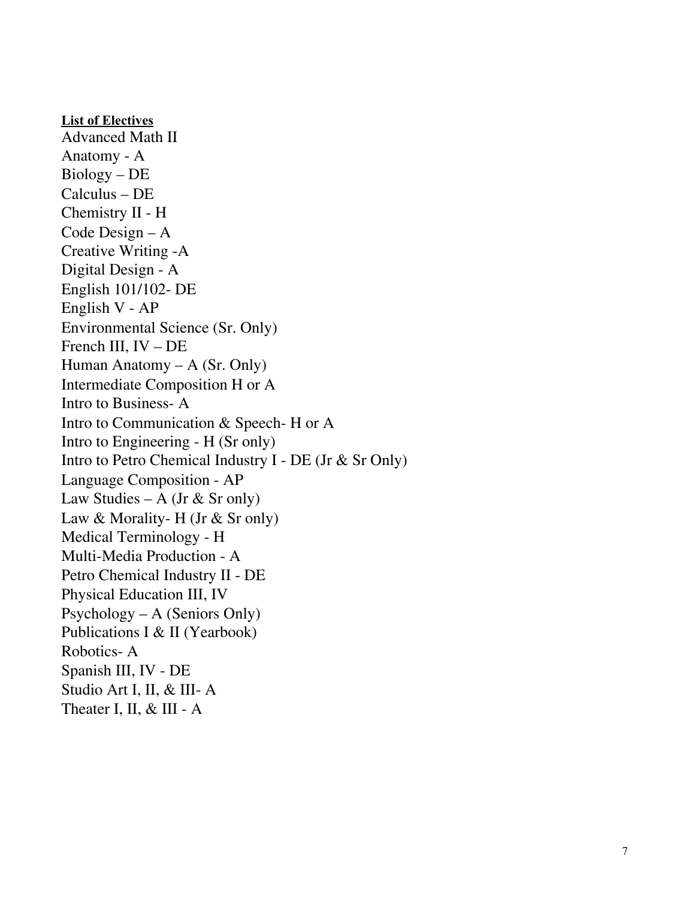**List of Electives**

Advanced Math II
Anatomy - A
Biology – DE
Calculus – DE
Chemistry II - H
Code Design – A
Creative Writing -A
Digital Design - A
English 101/102- DE
English V - AP
Environmental Science (Sr. Only)
French III, IV – DE
Human Anatomy – A (Sr. Only)
Intermediate Composition H or A
Intro to Business- A
Intro to Communication & Speech- H or A
Intro to Engineering - H (Sr only)
Intro to Petro Chemical Industry I - DE (Jr & Sr Only)
Language Composition - AP
Law Studies – A (Jr & Sr only)
Law & Morality- H (Jr & Sr only)
Medical Terminology - H
Multi-Media Production - A
Petro Chemical Industry II - DE
Physical Education III, IV
Psychology – A (Seniors Only)
Publications I & II (Yearbook)
Robotics- A
Spanish III, IV - DE
Studio Art I, II, & III- A
Theater I, II, & III - A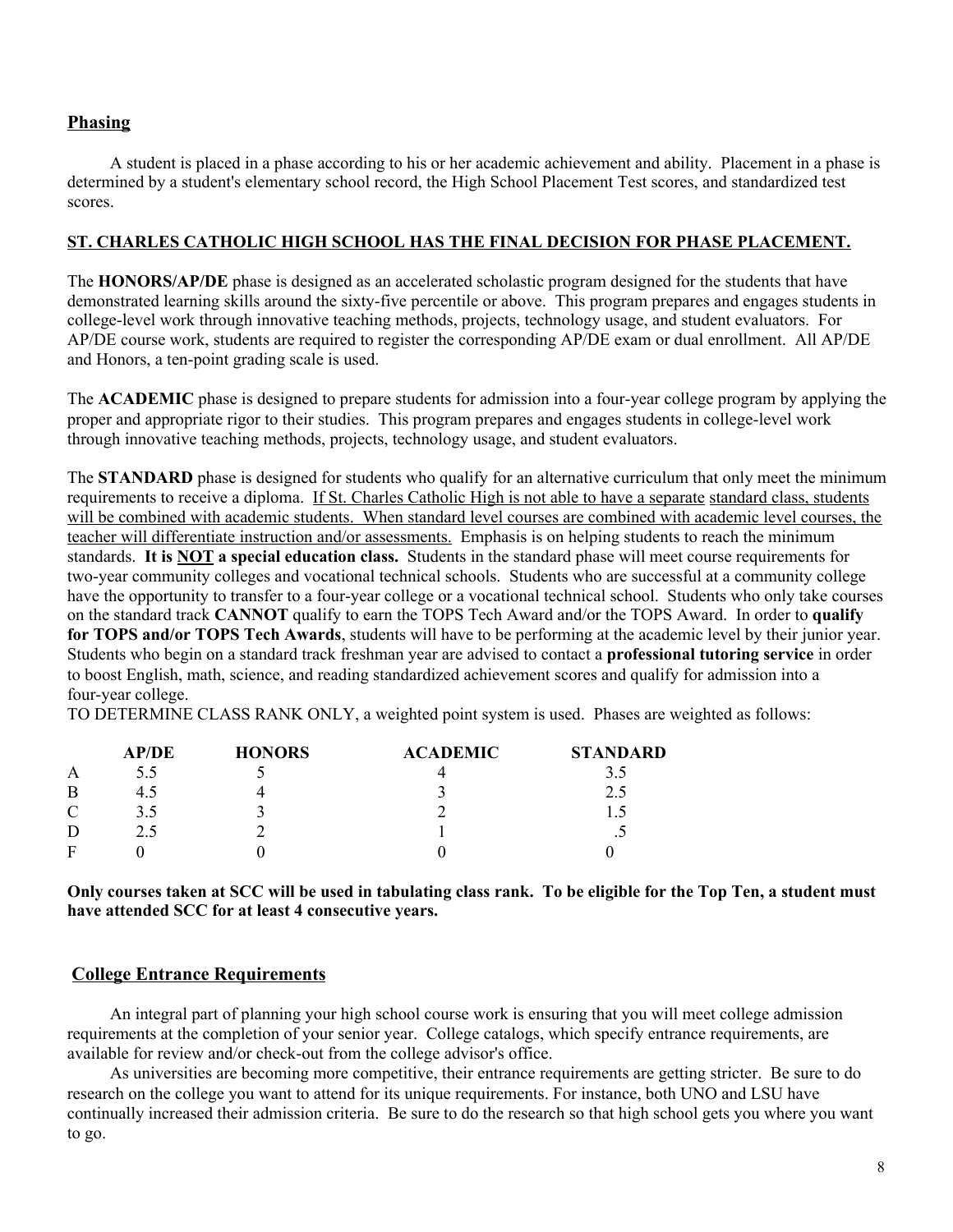## Phasing

A student is placed in a phase according to his or her academic achievement and ability. Placement in a phase is determined by a student's elementary school record, the High School Placement Test scores, and standardized test scores.

**ST. CHARLES CATHOLIC HIGH SCHOOL HAS THE FINAL DECISION FOR PHASE PLACEMENT.**

The **HONORS/AP/DE** phase is designed as an accelerated scholastic program designed for the students that have demonstrated learning skills around the sixty-five percentile or above. This program prepares and engages students in college-level work through innovative teaching methods, projects, technology usage, and student evaluators. For AP/DE course work, students are required to register the corresponding AP/DE exam or dual enrollment. All AP/DE and Honors, a ten-point grading scale is used.

The **ACADEMIC** phase is designed to prepare students for admission into a four-year college program by applying the proper and appropriate rigor to their studies. This program prepares and engages students in college-level work through innovative teaching methods, projects, technology usage, and student evaluators.

The **STANDARD** phase is designed for students who qualify for an alternative curriculum that only meet the minimum requirements to receive a diploma. If St. Charles Catholic High is not able to have a separate standard class, students will be combined with academic students. When standard level courses are combined with academic level courses, the teacher will differentiate instruction and/or assessments. Emphasis is on helping students to reach the minimum standards. **It is NOT a special education class.** Students in the standard phase will meet course requirements for two-year community colleges and vocational technical schools. Students who are successful at a community college have the opportunity to transfer to a four-year college or a vocational technical school. Students who only take courses on the standard track **CANNOT** qualify to earn the TOPS Tech Award and/or the TOPS Award. In order to **qualify for TOPS and/or TOPS Tech Awards**, students will have to be performing at the academic level by their junior year. Students who begin on a standard track freshman year are advised to contact a **professional tutoring service** in order to boost English, math, science, and reading standardized achievement scores and qualify for admission into a four-year college.

TO DETERMINE CLASS RANK ONLY, a weighted point system is used. Phases are weighted as follows:

| | AP/DE | HONORS | ACADEMIC | STANDARD |
|---|---|---|---|---|
| A | 5.5 | 5 | 4 | 3.5 |
| B | 4.5 | 4 | 3 | 2.5 |
| C | 3.5 | 3 | 2 | 1.5 |
| D | 2.5 | 2 | 1 | .5 |
| F | 0 | 0 | 0 | 0 |

**Only courses taken at SCC will be used in tabulating class rank. To be eligible for the Top Ten, a student must have attended SCC for at least 4 consecutive years.**

## College Entrance Requirements

An integral part of planning your high school course work is ensuring that you will meet college admission requirements at the completion of your senior year. College catalogs, which specify entrance requirements, are available for review and/or check-out from the college advisor's office.

As universities are becoming more competitive, their entrance requirements are getting stricter. Be sure to do research on the college you want to attend for its unique requirements. For instance, both UNO and LSU have continually increased their admission criteria. Be sure to do the research so that high school gets you where you want to go.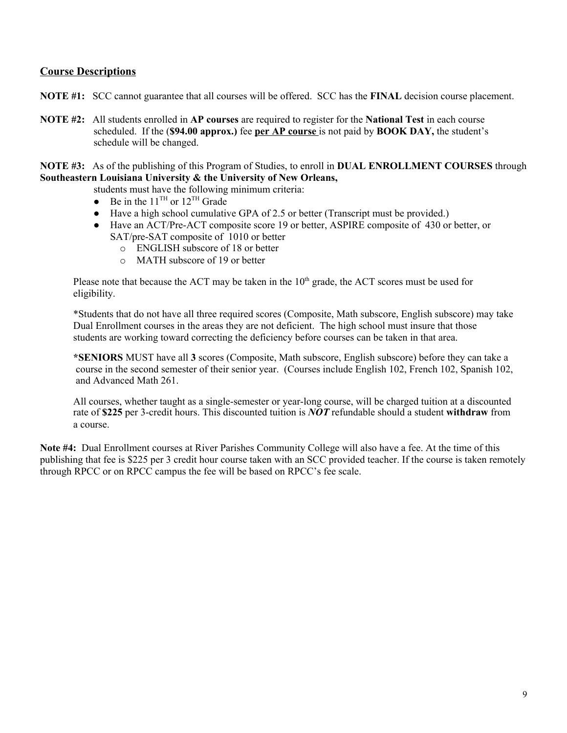## Course Descriptions

**NOTE #1:** SCC cannot guarantee that all courses will be offered. SCC has the **FINAL** decision course placement.

**NOTE #2:** All students enrolled in **AP courses** are required to register for the **National Test** in each course scheduled. If the (**$94.00 approx.)** fee **per AP course** is not paid by **BOOK DAY,** the student's schedule will be changed.

**NOTE #3:** As of the publishing of this Program of Studies, to enroll in **DUAL ENROLLMENT COURSES** through **Southeastern Louisiana University & the University of New Orleans,** students must have the following minimum criteria:

- Be in the 11TH or 12TH Grade
- Have a high school cumulative GPA of 2.5 or better (Transcript must be provided.)
- Have an ACT/Pre-ACT composite score 19 or better, ASPIRE composite of 430 or better, or SAT/pre-SAT composite of 1010 or better
  - ENGLISH subscore of 18 or better
  - MATH subscore of 19 or better

Please note that because the ACT may be taken in the 10th grade, the ACT scores must be used for eligibility.

*Students that do not have all three required scores (Composite, Math subscore, English subscore) may take Dual Enrollment courses in the areas they are not deficient. The high school must insure that those students are working toward correcting the deficiency before courses can be taken in that area.

***SENIORS** MUST have all **3** scores (Composite, Math subscore, English subscore) before they can take a course in the second semester of their senior year. (Courses include English 102, French 102, Spanish 102, and Advanced Math 261.

All courses, whether taught as a single-semester or year-long course, will be charged tuition at a discounted rate of **$225** per 3-credit hours. This discounted tuition is ***NOT*** refundable should a student **withdraw** from a course.

**Note #4:** Dual Enrollment courses at River Parishes Community College will also have a fee. At the time of this publishing that fee is $225 per 3 credit hour course taken with an SCC provided teacher. If the course is taken remotely through RPCC or on RPCC campus the fee will be based on RPCC's fee scale.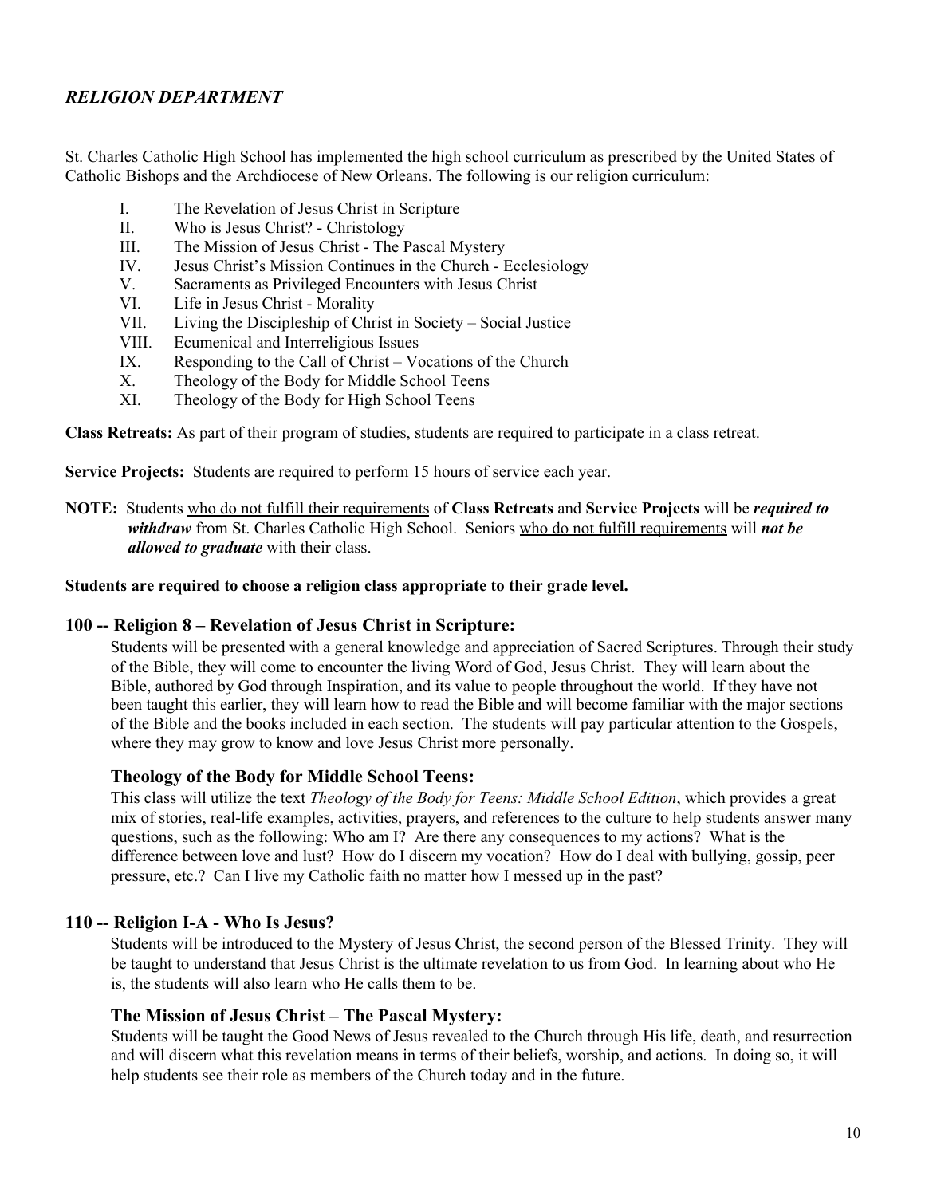## *RELIGION DEPARTMENT*

St. Charles Catholic High School has implemented the high school curriculum as prescribed by the United States of Catholic Bishops and the Archdiocese of New Orleans. The following is our religion curriculum:

- I. The Revelation of Jesus Christ in Scripture
- II. Who is Jesus Christ? - Christology
- III. The Mission of Jesus Christ - The Pascal Mystery
- IV. Jesus Christ's Mission Continues in the Church - Ecclesiology
- V. Sacraments as Privileged Encounters with Jesus Christ
- VI. Life in Jesus Christ - Morality
- VII. Living the Discipleship of Christ in Society – Social Justice
- VIII. Ecumenical and Interreligious Issues
- IX. Responding to the Call of Christ – Vocations of the Church
- X. Theology of the Body for Middle School Teens
- XI. Theology of the Body for High School Teens

**Class Retreats:** As part of their program of studies, students are required to participate in a class retreat.

**Service Projects:** Students are required to perform 15 hours of service each year.

**NOTE:** Students <u>who do not fulfill their requirements</u> of **Class Retreats** and **Service Projects** will be ***required to withdraw*** from St. Charles Catholic High School. Seniors <u>who do not fulfill requirements</u> will ***not be allowed to graduate*** with their class.

**Students are required to choose a religion class appropriate to their grade level.**

### 100 -- Religion 8 – Revelation of Jesus Christ in Scripture:

Students will be presented with a general knowledge and appreciation of Sacred Scriptures. Through their study of the Bible, they will come to encounter the living Word of God, Jesus Christ. They will learn about the Bible, authored by God through Inspiration, and its value to people throughout the world. If they have not been taught this earlier, they will learn how to read the Bible and will become familiar with the major sections of the Bible and the books included in each section. The students will pay particular attention to the Gospels, where they may grow to know and love Jesus Christ more personally.

#### Theology of the Body for Middle School Teens:

This class will utilize the text *Theology of the Body for Teens: Middle School Edition*, which provides a great mix of stories, real-life examples, activities, prayers, and references to the culture to help students answer many questions, such as the following: Who am I? Are there any consequences to my actions? What is the difference between love and lust? How do I discern my vocation? How do I deal with bullying, gossip, peer pressure, etc.? Can I live my Catholic faith no matter how I messed up in the past?

### 110 -- Religion I-A - Who Is Jesus?

Students will be introduced to the Mystery of Jesus Christ, the second person of the Blessed Trinity. They will be taught to understand that Jesus Christ is the ultimate revelation to us from God. In learning about who He is, the students will also learn who He calls them to be.

#### The Mission of Jesus Christ – The Pascal Mystery:

Students will be taught the Good News of Jesus revealed to the Church through His life, death, and resurrection and will discern what this revelation means in terms of their beliefs, worship, and actions. In doing so, it will help students see their role as members of the Church today and in the future.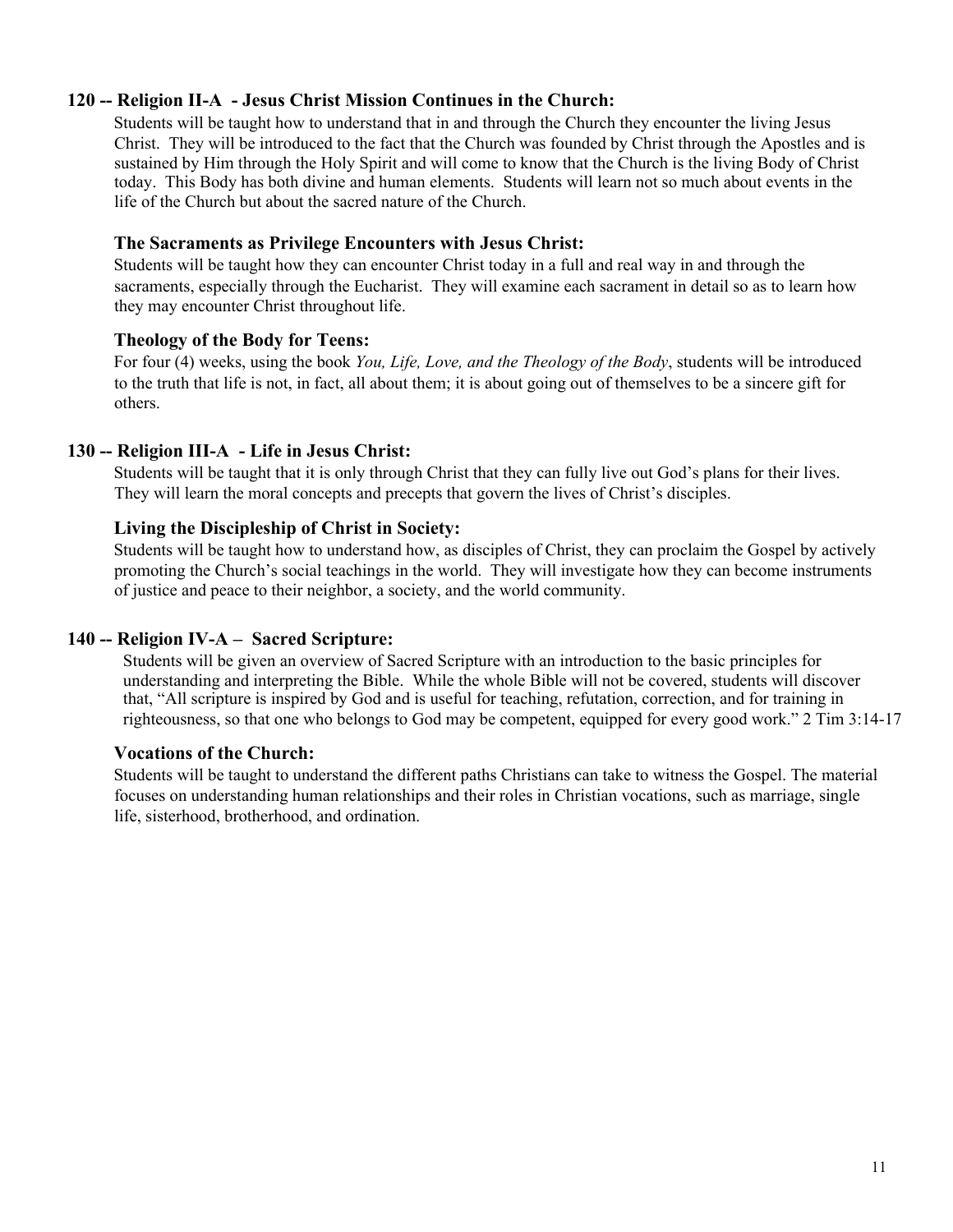### 120 -- Religion II-A - Jesus Christ Mission Continues in the Church:

Students will be taught how to understand that in and through the Church they encounter the living Jesus Christ. They will be introduced to the fact that the Church was founded by Christ through the Apostles and is sustained by Him through the Holy Spirit and will come to know that the Church is the living Body of Christ today. This Body has both divine and human elements. Students will learn not so much about events in the life of the Church but about the sacred nature of the Church.

#### The Sacraments as Privilege Encounters with Jesus Christ:

Students will be taught how they can encounter Christ today in a full and real way in and through the sacraments, especially through the Eucharist. They will examine each sacrament in detail so as to learn how they may encounter Christ throughout life.

#### Theology of the Body for Teens:

For four (4) weeks, using the book *You, Life, Love, and the Theology of the Body*, students will be introduced to the truth that life is not, in fact, all about them; it is about going out of themselves to be a sincere gift for others.

### 130 -- Religion III-A - Life in Jesus Christ:

Students will be taught that it is only through Christ that they can fully live out God's plans for their lives. They will learn the moral concepts and precepts that govern the lives of Christ's disciples.

#### Living the Discipleship of Christ in Society:

Students will be taught how to understand how, as disciples of Christ, they can proclaim the Gospel by actively promoting the Church's social teachings in the world. They will investigate how they can become instruments of justice and peace to their neighbor, a society, and the world community.

### 140 -- Religion IV-A – Sacred Scripture:

Students will be given an overview of Sacred Scripture with an introduction to the basic principles for understanding and interpreting the Bible. While the whole Bible will not be covered, students will discover that, "All scripture is inspired by God and is useful for teaching, refutation, correction, and for training in righteousness, so that one who belongs to God may be competent, equipped for every good work." 2 Tim 3:14-17

#### Vocations of the Church:

Students will be taught to understand the different paths Christians can take to witness the Gospel. The material focuses on understanding human relationships and their roles in Christian vocations, such as marriage, single life, sisterhood, brotherhood, and ordination.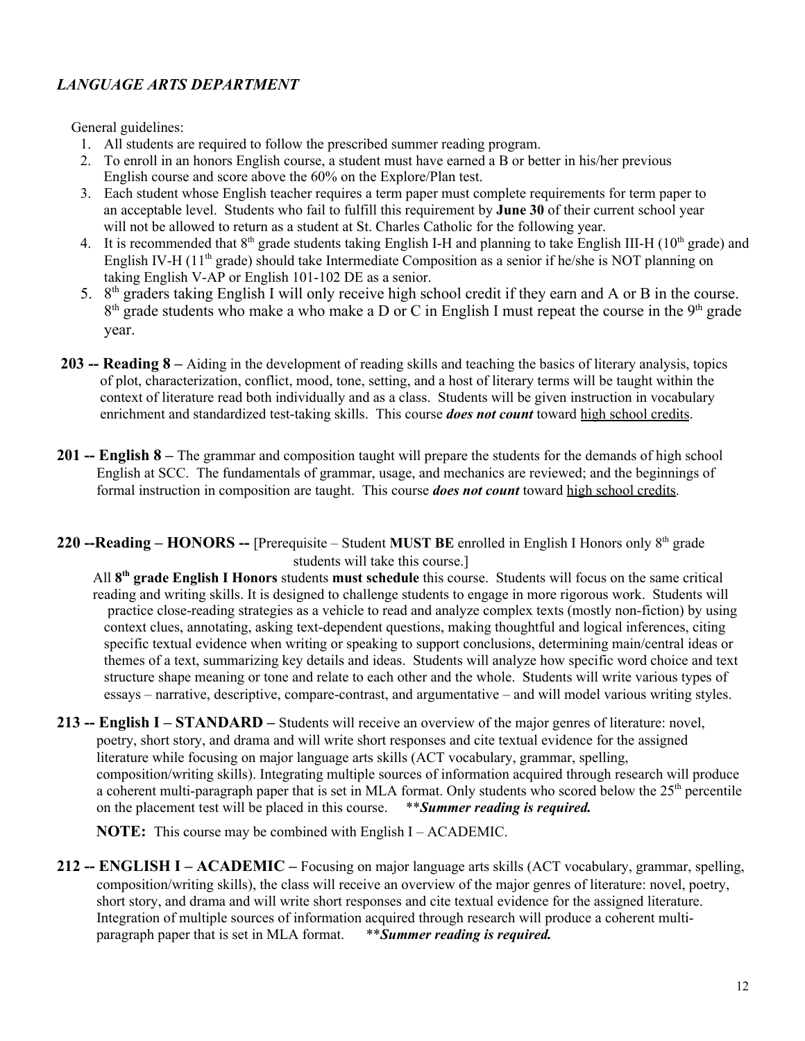## *LANGUAGE ARTS DEPARTMENT*

General guidelines:

1. All students are required to follow the prescribed summer reading program.
2. To enroll in an honors English course, a student must have earned a B or better in his/her previous English course and score above the 60% on the Explore/Plan test.
3. Each student whose English teacher requires a term paper must complete requirements for term paper to an acceptable level. Students who fail to fulfill this requirement by **June 30** of their current school year will not be allowed to return as a student at St. Charles Catholic for the following year.
4. It is recommended that 8th grade students taking English I-H and planning to take English III-H (10th grade) and English IV-H (11th grade) should take Intermediate Composition as a senior if he/she is NOT planning on taking English V-AP or English 101-102 DE as a senior.
5. 8th graders taking English I will only receive high school credit if they earn and A or B in the course. 8th grade students who make a who make a D or C in English I must repeat the course in the 9th grade year.

**203 -- Reading 8 –** Aiding in the development of reading skills and teaching the basics of literary analysis, topics of plot, characterization, conflict, mood, tone, setting, and a host of literary terms will be taught within the context of literature read both individually and as a class. Students will be given instruction in vocabulary enrichment and standardized test-taking skills. This course ***does not count*** toward <u>high school credits</u>.

**201 -- English 8 –** The grammar and composition taught will prepare the students for the demands of high school English at SCC. The fundamentals of grammar, usage, and mechanics are reviewed; and the beginnings of formal instruction in composition are taught. This course ***does not count*** toward <u>high school credits</u>.

**220 --Reading – HONORS --** [Prerequisite – Student **MUST BE** enrolled in English I Honors only 8th grade students will take this course.]

All **8th grade English I Honors** students **must schedule** this course. Students will focus on the same critical reading and writing skills. It is designed to challenge students to engage in more rigorous work. Students will practice close-reading strategies as a vehicle to read and analyze complex texts (mostly non-fiction) by using context clues, annotating, asking text-dependent questions, making thoughtful and logical inferences, citing specific textual evidence when writing or speaking to support conclusions, determining main/central ideas or themes of a text, summarizing key details and ideas. Students will analyze how specific word choice and text structure shape meaning or tone and relate to each other and the whole. Students will write various types of essays – narrative, descriptive, compare-contrast, and argumentative – and will model various writing styles.

**213 -- English I – STANDARD –** Students will receive an overview of the major genres of literature: novel, poetry, short story, and drama and will write short responses and cite textual evidence for the assigned literature while focusing on major language arts skills (ACT vocabulary, grammar, spelling, composition/writing skills). Integrating multiple sources of information acquired through research will produce a coherent multi-paragraph paper that is set in MLA format. Only students who scored below the 25th percentile on the placement test will be placed in this course. ***\*\*Summer reading is required.***

**NOTE:** This course may be combined with English I – ACADEMIC.

**212 -- ENGLISH I – ACADEMIC –** Focusing on major language arts skills (ACT vocabulary, grammar, spelling, composition/writing skills), the class will receive an overview of the major genres of literature: novel, poetry, short story, and drama and will write short responses and cite textual evidence for the assigned literature. Integration of multiple sources of information acquired through research will produce a coherent multi-paragraph paper that is set in MLA format. ***\*\*Summer reading is required.***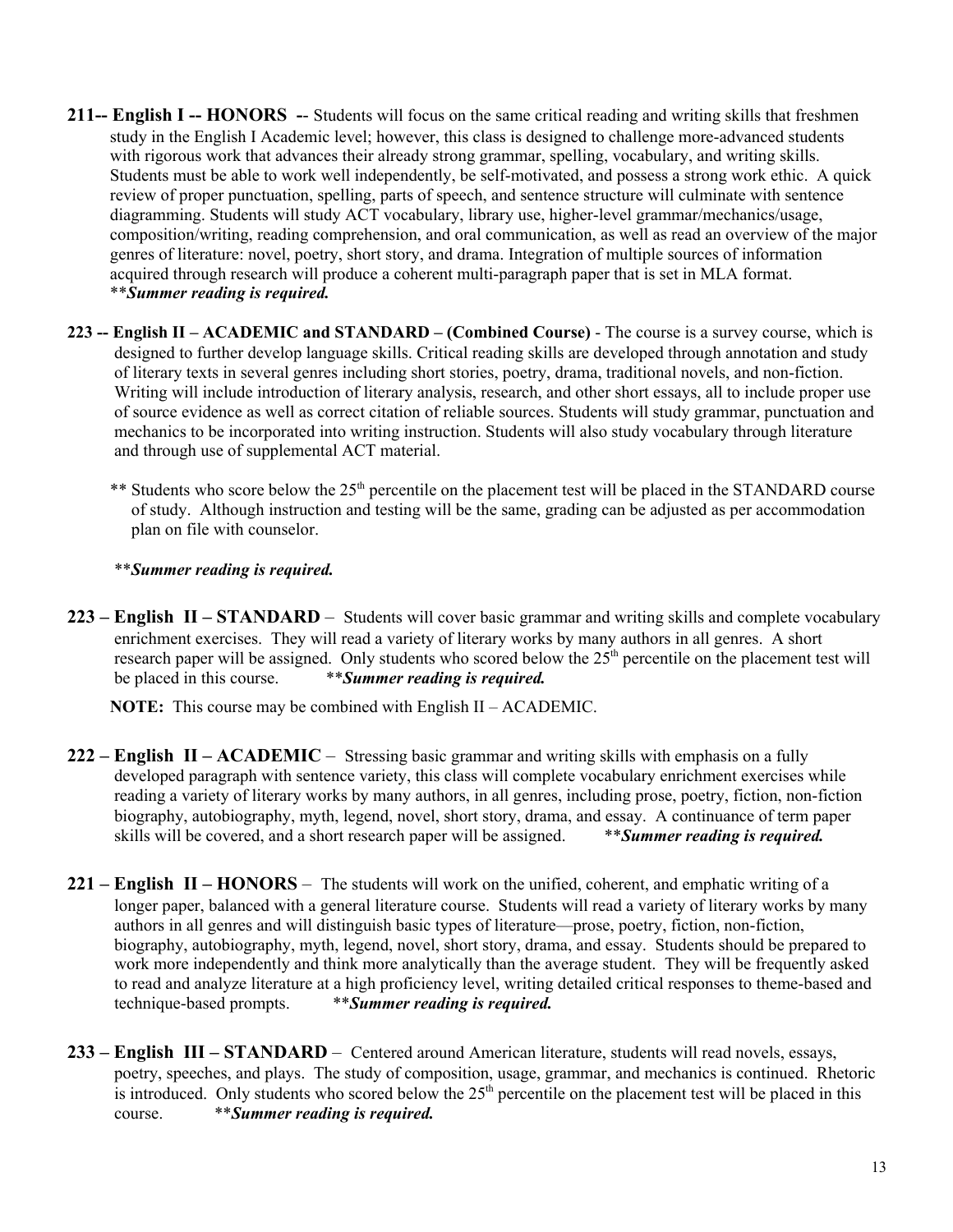**211-- English I -- HONORS** -- Students will focus on the same critical reading and writing skills that freshmen study in the English I Academic level; however, this class is designed to challenge more-advanced students with rigorous work that advances their already strong grammar, spelling, vocabulary, and writing skills. Students must be able to work well independently, be self-motivated, and possess a strong work ethic. A quick review of proper punctuation, spelling, parts of speech, and sentence structure will culminate with sentence diagramming. Students will study ACT vocabulary, library use, higher-level grammar/mechanics/usage, composition/writing, reading comprehension, and oral communication, as well as read an overview of the major genres of literature: novel, poetry, short story, and drama. Integration of multiple sources of information acquired through research will produce a coherent multi-paragraph paper that is set in MLA format. ***\*Summer reading is required.***

**223 -- English II – ACADEMIC and STANDARD – (Combined Course)** - The course is a survey course, which is designed to further develop language skills. Critical reading skills are developed through annotation and study of literary texts in several genres including short stories, poetry, drama, traditional novels, and non-fiction. Writing will include introduction of literary analysis, research, and other short essays, all to include proper use of source evidence as well as correct citation of reliable sources. Students will study grammar, punctuation and mechanics to be incorporated into writing instruction. Students will also study vocabulary through literature and through use of supplemental ACT material.

** Students who score below the 25th percentile on the placement test will be placed in the STANDARD course of study. Although instruction and testing will be the same, grading can be adjusted as per accommodation plan on file with counselor.

***\*Summer reading is required.***

**223 – English II – STANDARD** – Students will cover basic grammar and writing skills and complete vocabulary enrichment exercises. They will read a variety of literary works by many authors in all genres. A short research paper will be assigned. Only students who scored below the 25th percentile on the placement test will be placed in this course. ***\*Summer reading is required.***

**NOTE:** This course may be combined with English II – ACADEMIC.

**222 – English II – ACADEMIC** – Stressing basic grammar and writing skills with emphasis on a fully developed paragraph with sentence variety, this class will complete vocabulary enrichment exercises while reading a variety of literary works by many authors, in all genres, including prose, poetry, fiction, non-fiction biography, autobiography, myth, legend, novel, short story, drama, and essay. A continuance of term paper skills will be covered, and a short research paper will be assigned. ***\*Summer reading is required.***

**221 – English II – HONORS** – The students will work on the unified, coherent, and emphatic writing of a longer paper, balanced with a general literature course. Students will read a variety of literary works by many authors in all genres and will distinguish basic types of literature—prose, poetry, fiction, non-fiction, biography, autobiography, myth, legend, novel, short story, drama, and essay. Students should be prepared to work more independently and think more analytically than the average student. They will be frequently asked to read and analyze literature at a high proficiency level, writing detailed critical responses to theme-based and technique-based prompts. ***\*Summer reading is required.***

**233 – English III – STANDARD** – Centered around American literature, students will read novels, essays, poetry, speeches, and plays. The study of composition, usage, grammar, and mechanics is continued. Rhetoric is introduced. Only students who scored below the 25th percentile on the placement test will be placed in this course. ***\*Summer reading is required.***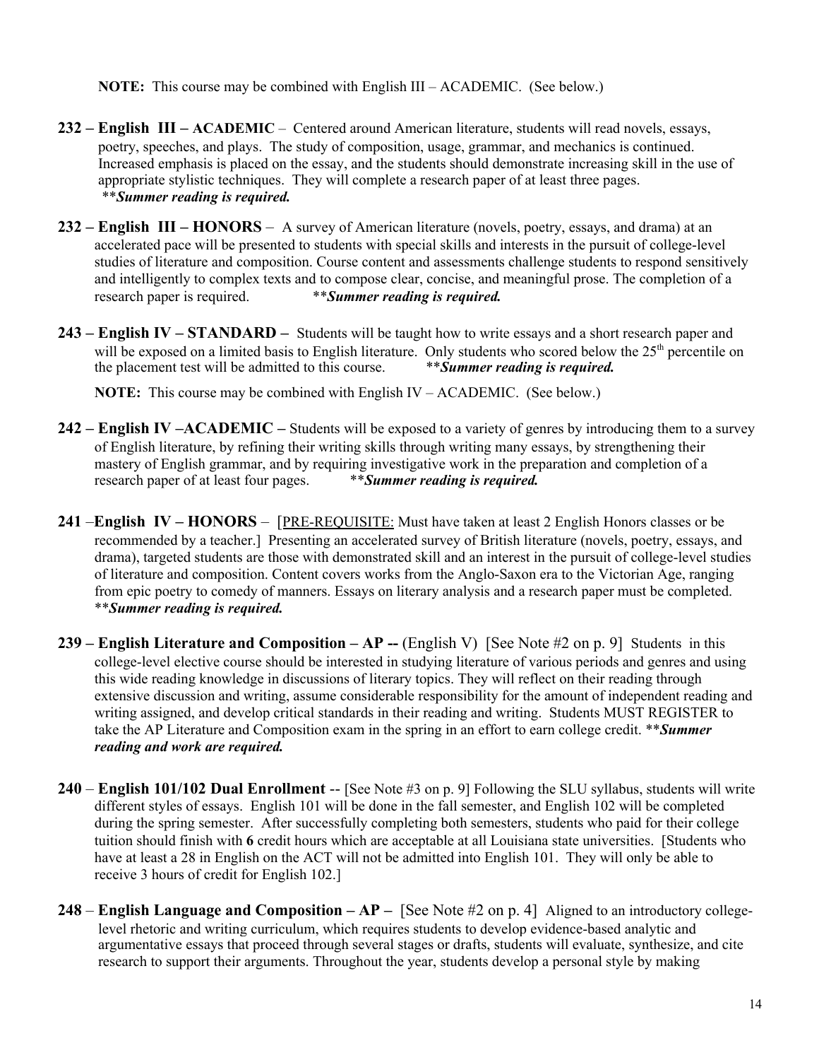**NOTE:** This course may be combined with English III – ACADEMIC. (See below.)

**232 – English III – ACADEMIC** – Centered around American literature, students will read novels, essays, poetry, speeches, and plays. The study of composition, usage, grammar, and mechanics is continued. Increased emphasis is placed on the essay, and the students should demonstrate increasing skill in the use of appropriate stylistic techniques. They will complete a research paper of at least three pages. ***\*Summer reading is required.***

**232 – English III – HONORS** – A survey of American literature (novels, poetry, essays, and drama) at an accelerated pace will be presented to students with special skills and interests in the pursuit of college-level studies of literature and composition. Course content and assessments challenge students to respond sensitively and intelligently to complex texts and to compose clear, concise, and meaningful prose. The completion of a research paper is required. ***\*Summer reading is required.***

**243 – English IV – STANDARD –** Students will be taught how to write essays and a short research paper and will be exposed on a limited basis to English literature. Only students who scored below the 25th percentile on the placement test will be admitted to this course. ***\*Summer reading is required.***

**NOTE:** This course may be combined with English IV – ACADEMIC. (See below.)

**242 – English IV –ACADEMIC –** Students will be exposed to a variety of genres by introducing them to a survey of English literature, by refining their writing skills through writing many essays, by strengthening their mastery of English grammar, and by requiring investigative work in the preparation and completion of a research paper of at least four pages. ***\*Summer reading is required.***

**241 –English IV – HONORS** – [PRE-REQUISITE: Must have taken at least 2 English Honors classes or be recommended by a teacher.] Presenting an accelerated survey of British literature (novels, poetry, essays, and drama), targeted students are those with demonstrated skill and an interest in the pursuit of college-level studies of literature and composition. Content covers works from the Anglo-Saxon era to the Victorian Age, ranging from epic poetry to comedy of manners. Essays on literary analysis and a research paper must be completed. ***\*Summer reading is required.***

**239 – English Literature and Composition – AP --** (English V) [See Note #2 on p. 9] Students in this college-level elective course should be interested in studying literature of various periods and genres and using this wide reading knowledge in discussions of literary topics. They will reflect on their reading through extensive discussion and writing, assume considerable responsibility for the amount of independent reading and writing assigned, and develop critical standards in their reading and writing. Students MUST REGISTER to take the AP Literature and Composition exam in the spring in an effort to earn college credit. ***\*Summer reading and work are required.***

**240** – **English 101/102 Dual Enrollment** -- [See Note #3 on p. 9] Following the SLU syllabus, students will write different styles of essays. English 101 will be done in the fall semester, and English 102 will be completed during the spring semester. After successfully completing both semesters, students who paid for their college tuition should finish with **6** credit hours which are acceptable at all Louisiana state universities. [Students who have at least a 28 in English on the ACT will not be admitted into English 101. They will only be able to receive 3 hours of credit for English 102.]

**248** – **English Language and Composition – AP –** [See Note #2 on p. 4] Aligned to an introductory college-level rhetoric and writing curriculum, which requires students to develop evidence-based analytic and argumentative essays that proceed through several stages or drafts, students will evaluate, synthesize, and cite research to support their arguments. Throughout the year, students develop a personal style by making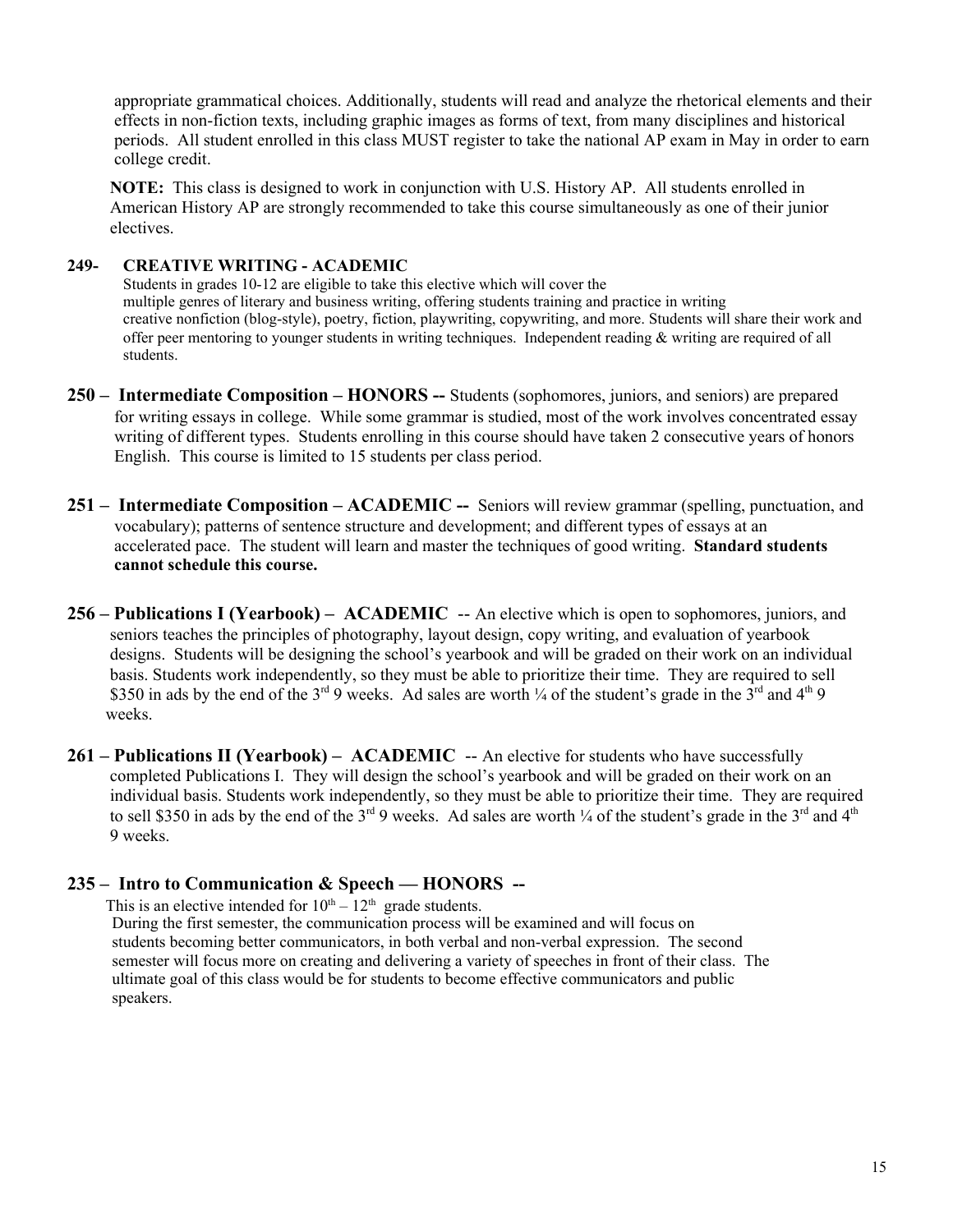appropriate grammatical choices. Additionally, students will read and analyze the rhetorical elements and their effects in non-fiction texts, including graphic images as forms of text, from many disciplines and historical periods. All student enrolled in this class MUST register to take the national AP exam in May in order to earn college credit.

**NOTE:** This class is designed to work in conjunction with U.S. History AP. All students enrolled in American History AP are strongly recommended to take this course simultaneously as one of their junior electives.

**249- CREATIVE WRITING - ACADEMIC**

Students in grades 10-12 are eligible to take this elective which will cover the multiple genres of literary and business writing, offering students training and practice in writing creative nonfiction (blog-style), poetry, fiction, playwriting, copywriting, and more. Students will share their work and offer peer mentoring to younger students in writing techniques. Independent reading & writing are required of all students.

**250 – Intermediate Composition – HONORS --** Students (sophomores, juniors, and seniors) are prepared for writing essays in college. While some grammar is studied, most of the work involves concentrated essay writing of different types. Students enrolling in this course should have taken 2 consecutive years of honors English. This course is limited to 15 students per class period.

**251 – Intermediate Composition – ACADEMIC --** Seniors will review grammar (spelling, punctuation, and vocabulary); patterns of sentence structure and development; and different types of essays at an accelerated pace. The student will learn and master the techniques of good writing. **Standard students cannot schedule this course.**

**256 – Publications I (Yearbook) – ACADEMIC** -- An elective which is open to sophomores, juniors, and seniors teaches the principles of photography, layout design, copy writing, and evaluation of yearbook designs. Students will be designing the school's yearbook and will be graded on their work on an individual basis. Students work independently, so they must be able to prioritize their time. They are required to sell $350 in ads by the end of the 3rd 9 weeks. Ad sales are worth ¼ of the student's grade in the 3rd and 4th 9 weeks.

**261 – Publications II (Yearbook) – ACADEMIC** -- An elective for students who have successfully completed Publications I. They will design the school's yearbook and will be graded on their work on an individual basis. Students work independently, so they must be able to prioritize their time. They are required to sell $350 in ads by the end of the 3rd 9 weeks. Ad sales are worth ¼ of the student's grade in the 3rd and 4th 9 weeks.

**235 – Intro to Communication & Speech — HONORS --**

This is an elective intended for 10th – 12th grade students. During the first semester, the communication process will be examined and will focus on students becoming better communicators, in both verbal and non-verbal expression. The second semester will focus more on creating and delivering a variety of speeches in front of their class. The ultimate goal of this class would be for students to become effective communicators and public speakers.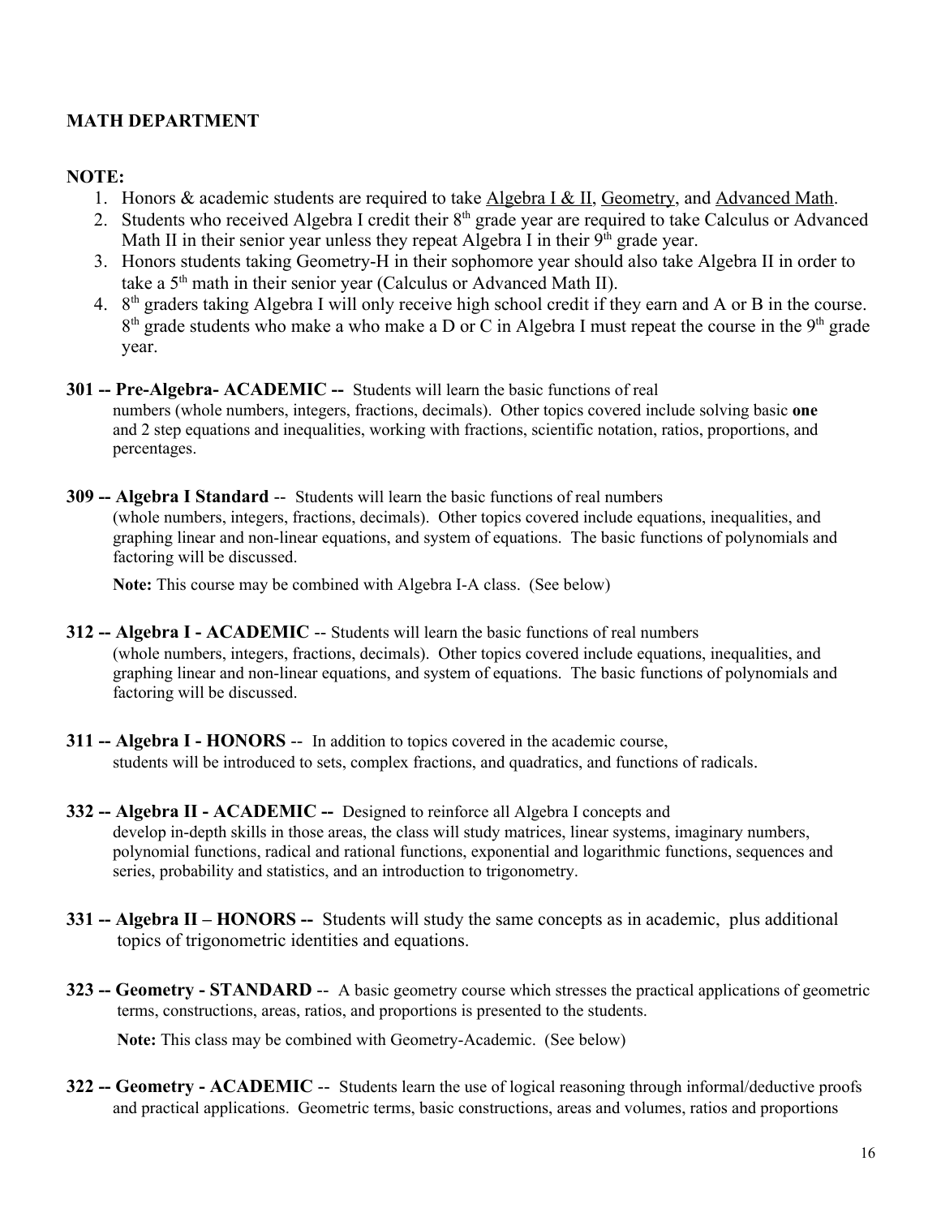## MATH DEPARTMENT

**NOTE:**

1. Honors & academic students are required to take Algebra I & II, Geometry, and Advanced Math.
2. Students who received Algebra I credit their 8th grade year are required to take Calculus or Advanced Math II in their senior year unless they repeat Algebra I in their 9th grade year.
3. Honors students taking Geometry-H in their sophomore year should also take Algebra II in order to take a 5th math in their senior year (Calculus or Advanced Math II).
4. 8th graders taking Algebra I will only receive high school credit if they earn and A or B in the course. 8th grade students who make a who make a D or C in Algebra I must repeat the course in the 9th grade year.

**301 -- Pre-Algebra- ACADEMIC --** Students will learn the basic functions of real numbers (whole numbers, integers, fractions, decimals). Other topics covered include solving basic **one** and 2 step equations and inequalities, working with fractions, scientific notation, ratios, proportions, and percentages.

**309 -- Algebra I Standard** -- Students will learn the basic functions of real numbers (whole numbers, integers, fractions, decimals). Other topics covered include equations, inequalities, and graphing linear and non-linear equations, and system of equations. The basic functions of polynomials and factoring will be discussed.

**Note:** This course may be combined with Algebra I-A class. (See below)

**312 -- Algebra I - ACADEMIC** -- Students will learn the basic functions of real numbers (whole numbers, integers, fractions, decimals). Other topics covered include equations, inequalities, and graphing linear and non-linear equations, and system of equations. The basic functions of polynomials and factoring will be discussed.

**311 -- Algebra I - HONORS** -- In addition to topics covered in the academic course, students will be introduced to sets, complex fractions, and quadratics, and functions of radicals.

**332 -- Algebra II - ACADEMIC --** Designed to reinforce all Algebra I concepts and develop in-depth skills in those areas, the class will study matrices, linear systems, imaginary numbers, polynomial functions, radical and rational functions, exponential and logarithmic functions, sequences and series, probability and statistics, and an introduction to trigonometry.

**331 -- Algebra II – HONORS --** Students will study the same concepts as in academic, plus additional topics of trigonometric identities and equations.

**323 -- Geometry - STANDARD** -- A basic geometry course which stresses the practical applications of geometric terms, constructions, areas, ratios, and proportions is presented to the students.

**Note:** This class may be combined with Geometry-Academic. (See below)

**322 -- Geometry - ACADEMIC** -- Students learn the use of logical reasoning through informal/deductive proofs and practical applications. Geometric terms, basic constructions, areas and volumes, ratios and proportions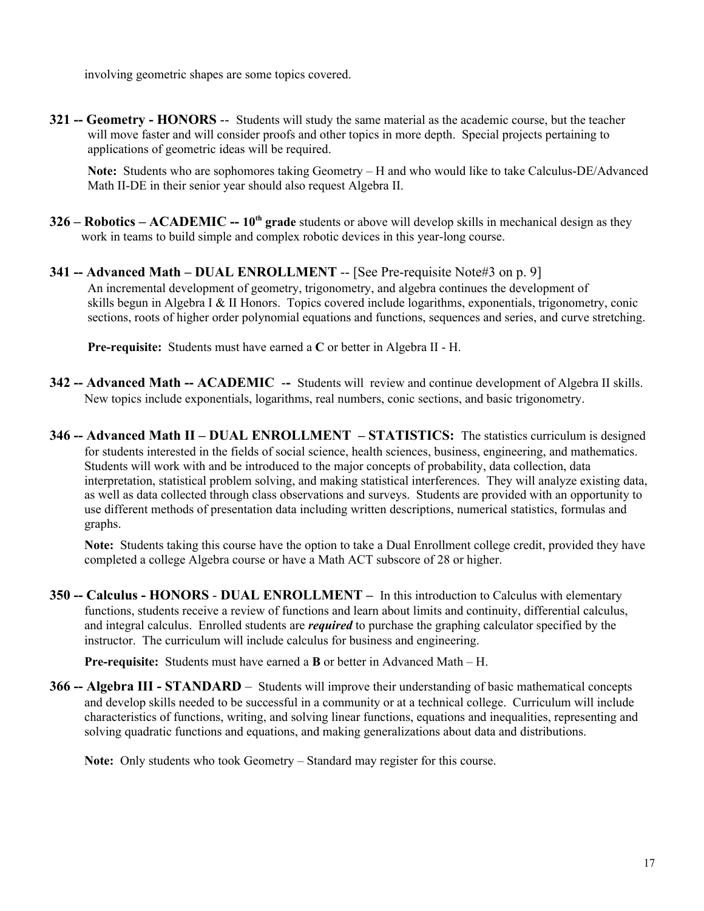involving geometric shapes are some topics covered.

**321 -- Geometry - HONORS** -- Students will study the same material as the academic course, but the teacher will move faster and will consider proofs and other topics in more depth. Special projects pertaining to applications of geometric ideas will be required.

**Note:** Students who are sophomores taking Geometry – H and who would like to take Calculus-DE/Advanced Math II-DE in their senior year should also request Algebra II.

**326 – Robotics – ACADEMIC -- 10th grade** students or above will develop skills in mechanical design as they work in teams to build simple and complex robotic devices in this year-long course.

**341 -- Advanced Math – DUAL ENROLLMENT** -- [See Pre-requisite Note#3 on p. 9]
An incremental development of geometry, trigonometry, and algebra continues the development of skills begun in Algebra I & II Honors. Topics covered include logarithms, exponentials, trigonometry, conic sections, roots of higher order polynomial equations and functions, sequences and series, and curve stretching.

**Pre-requisite:** Students must have earned a **C** or better in Algebra II - H.

**342 -- Advanced Math -- ACADEMIC** -- Students will review and continue development of Algebra II skills. New topics include exponentials, logarithms, real numbers, conic sections, and basic trigonometry.

**346 -- Advanced Math II – DUAL ENROLLMENT – STATISTICS:** The statistics curriculum is designed for students interested in the fields of social science, health sciences, business, engineering, and mathematics. Students will work with and be introduced to the major concepts of probability, data collection, data interpretation, statistical problem solving, and making statistical interferences. They will analyze existing data, as well as data collected through class observations and surveys. Students are provided with an opportunity to use different methods of presentation data including written descriptions, numerical statistics, formulas and graphs.

**Note:** Students taking this course have the option to take a Dual Enrollment college credit, provided they have completed a college Algebra course or have a Math ACT subscore of 28 or higher.

**350 -- Calculus - HONORS - DUAL ENROLLMENT –** In this introduction to Calculus with elementary functions, students receive a review of functions and learn about limits and continuity, differential calculus, and integral calculus. Enrolled students are ***required*** to purchase the graphing calculator specified by the instructor. The curriculum will include calculus for business and engineering.

**Pre-requisite:** Students must have earned a **B** or better in Advanced Math – H.

**366 -- Algebra III - STANDARD** – Students will improve their understanding of basic mathematical concepts and develop skills needed to be successful in a community or at a technical college. Curriculum will include characteristics of functions, writing, and solving linear functions, equations and inequalities, representing and solving quadratic functions and equations, and making generalizations about data and distributions.

**Note:** Only students who took Geometry – Standard may register for this course.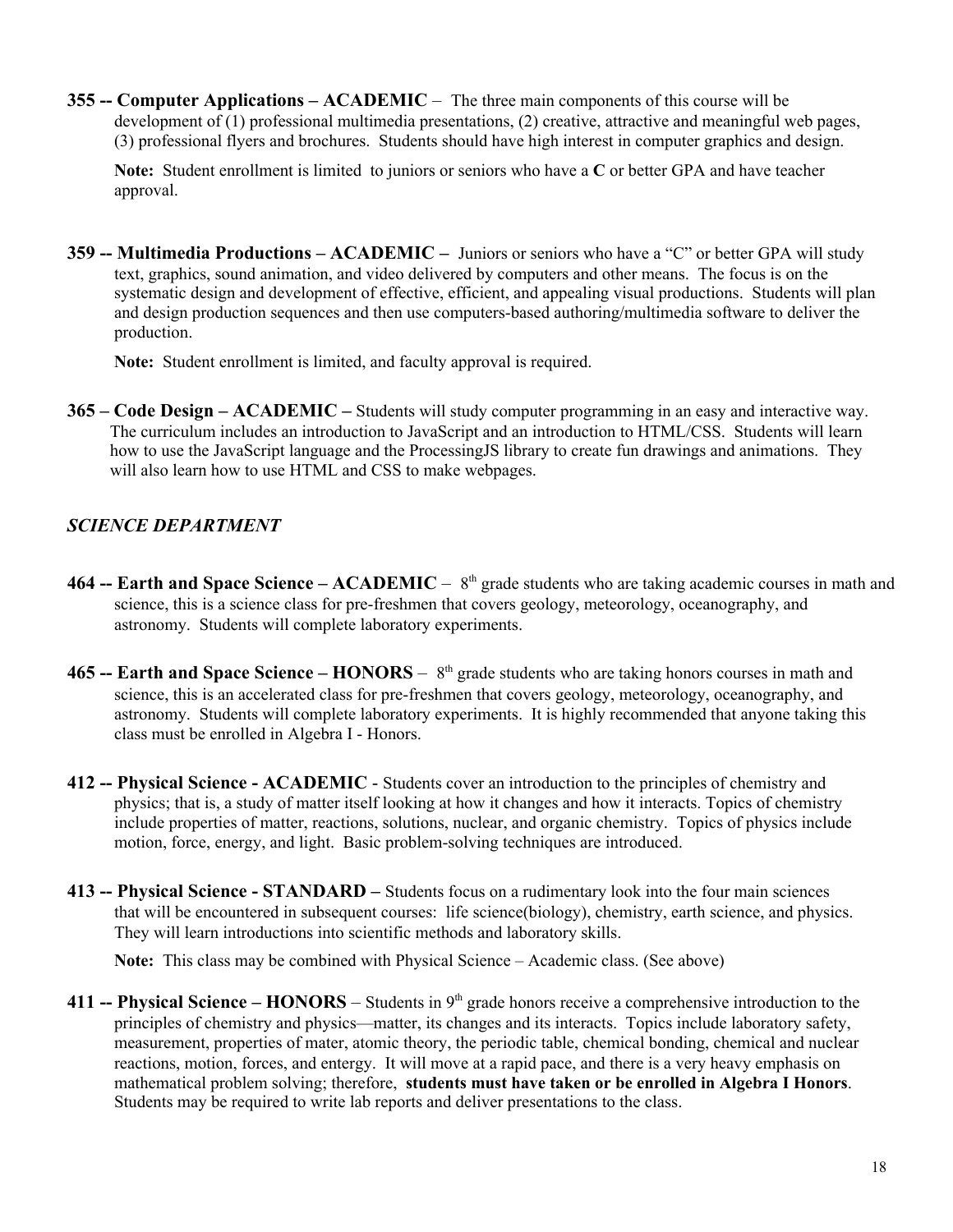**355 -- Computer Applications – ACADEMIC** – The three main components of this course will be development of (1) professional multimedia presentations, (2) creative, attractive and meaningful web pages, (3) professional flyers and brochures. Students should have high interest in computer graphics and design.

**Note:** Student enrollment is limited to juniors or seniors who have a **C** or better GPA and have teacher approval.

**359 -- Multimedia Productions – ACADEMIC –** Juniors or seniors who have a "C" or better GPA will study text, graphics, sound animation, and video delivered by computers and other means. The focus is on the systematic design and development of effective, efficient, and appealing visual productions. Students will plan and design production sequences and then use computers-based authoring/multimedia software to deliver the production.

**Note:** Student enrollment is limited, and faculty approval is required.

**365 – Code Design – ACADEMIC –** Students will study computer programming in an easy and interactive way. The curriculum includes an introduction to JavaScript and an introduction to HTML/CSS. Students will learn how to use the JavaScript language and the ProcessingJS library to create fun drawings and animations. They will also learn how to use HTML and CSS to make webpages.

## *SCIENCE DEPARTMENT*

**464 -- Earth and Space Science – ACADEMIC** – 8th grade students who are taking academic courses in math and science, this is a science class for pre-freshmen that covers geology, meteorology, oceanography, and astronomy. Students will complete laboratory experiments.

**465 -- Earth and Space Science – HONORS** – 8th grade students who are taking honors courses in math and science, this is an accelerated class for pre-freshmen that covers geology, meteorology, oceanography, and astronomy. Students will complete laboratory experiments. It is highly recommended that anyone taking this class must be enrolled in Algebra I - Honors.

**412 -- Physical Science - ACADEMIC** - Students cover an introduction to the principles of chemistry and physics; that is, a study of matter itself looking at how it changes and how it interacts. Topics of chemistry include properties of matter, reactions, solutions, nuclear, and organic chemistry. Topics of physics include motion, force, energy, and light. Basic problem-solving techniques are introduced.

**413 -- Physical Science - STANDARD –** Students focus on a rudimentary look into the four main sciences that will be encountered in subsequent courses: life science(biology), chemistry, earth science, and physics. They will learn introductions into scientific methods and laboratory skills.

**Note:** This class may be combined with Physical Science – Academic class. (See above)

**411 -- Physical Science – HONORS** – Students in 9th grade honors receive a comprehensive introduction to the principles of chemistry and physics—matter, its changes and its interacts. Topics include laboratory safety, measurement, properties of mater, atomic theory, the periodic table, chemical bonding, chemical and nuclear reactions, motion, forces, and entergy. It will move at a rapid pace, and there is a very heavy emphasis on mathematical problem solving; therefore, **students must have taken or be enrolled in Algebra I Honors**. Students may be required to write lab reports and deliver presentations to the class.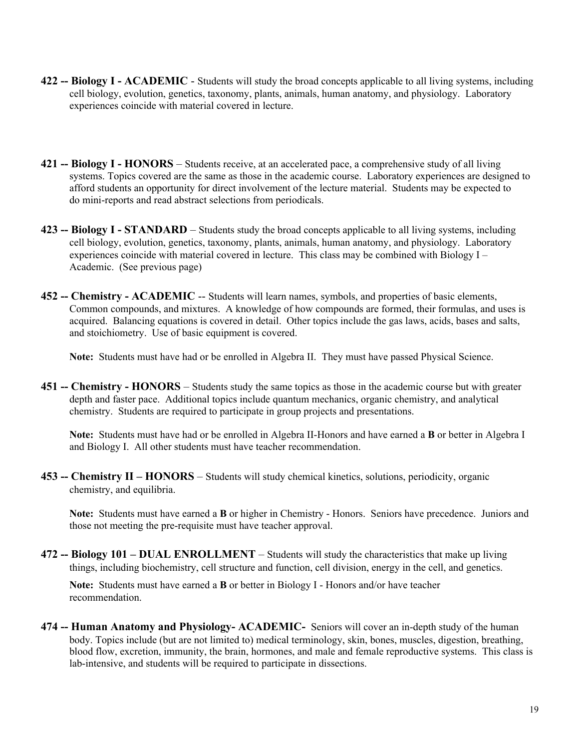**422 -- Biology I - ACADEMIC** - Students will study the broad concepts applicable to all living systems, including cell biology, evolution, genetics, taxonomy, plants, animals, human anatomy, and physiology. Laboratory experiences coincide with material covered in lecture.

**421 -- Biology I - HONORS** – Students receive, at an accelerated pace, a comprehensive study of all living systems. Topics covered are the same as those in the academic course. Laboratory experiences are designed to afford students an opportunity for direct involvement of the lecture material. Students may be expected to do mini-reports and read abstract selections from periodicals.

**423 -- Biology I - STANDARD** – Students study the broad concepts applicable to all living systems, including cell biology, evolution, genetics, taxonomy, plants, animals, human anatomy, and physiology. Laboratory experiences coincide with material covered in lecture. This class may be combined with Biology I – Academic. (See previous page)

**452 -- Chemistry - ACADEMIC** -- Students will learn names, symbols, and properties of basic elements, Common compounds, and mixtures. A knowledge of how compounds are formed, their formulas, and uses is acquired. Balancing equations is covered in detail. Other topics include the gas laws, acids, bases and salts, and stoichiometry. Use of basic equipment is covered.

**Note:** Students must have had or be enrolled in Algebra II. They must have passed Physical Science.

**451 -- Chemistry - HONORS** – Students study the same topics as those in the academic course but with greater depth and faster pace. Additional topics include quantum mechanics, organic chemistry, and analytical chemistry. Students are required to participate in group projects and presentations.

**Note:** Students must have had or be enrolled in Algebra II-Honors and have earned a **B** or better in Algebra I and Biology I. All other students must have teacher recommendation.

**453 -- Chemistry II – HONORS** – Students will study chemical kinetics, solutions, periodicity, organic chemistry, and equilibria.

**Note:** Students must have earned a **B** or higher in Chemistry - Honors. Seniors have precedence. Juniors and those not meeting the pre-requisite must have teacher approval.

**472 -- Biology 101 – DUAL ENROLLMENT** – Students will study the characteristics that make up living things, including biochemistry, cell structure and function, cell division, energy in the cell, and genetics.

**Note:** Students must have earned a **B** or better in Biology I - Honors and/or have teacher recommendation.

**474 -- Human Anatomy and Physiology- ACADEMIC-** Seniors will cover an in-depth study of the human body. Topics include (but are not limited to) medical terminology, skin, bones, muscles, digestion, breathing, blood flow, excretion, immunity, the brain, hormones, and male and female reproductive systems. This class is lab-intensive, and students will be required to participate in dissections.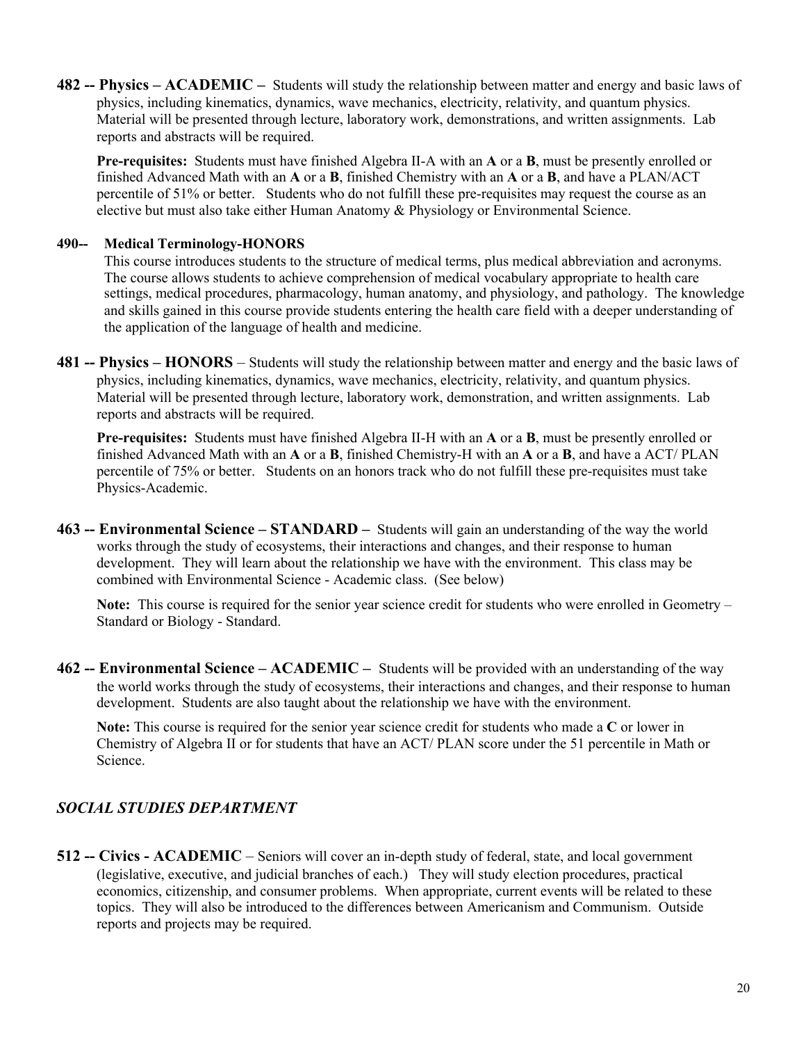**482 -- Physics – ACADEMIC –** Students will study the relationship between matter and energy and basic laws of physics, including kinematics, dynamics, wave mechanics, electricity, relativity, and quantum physics. Material will be presented through lecture, laboratory work, demonstrations, and written assignments. Lab reports and abstracts will be required.

**Pre-requisites:** Students must have finished Algebra II-A with an **A** or a **B**, must be presently enrolled or finished Advanced Math with an **A** or a **B**, finished Chemistry with an **A** or a **B**, and have a PLAN/ACT percentile of 51% or better. Students who do not fulfill these pre-requisites may request the course as an elective but must also take either Human Anatomy & Physiology or Environmental Science.

**490-- Medical Terminology-HONORS**

This course introduces students to the structure of medical terms, plus medical abbreviation and acronyms. The course allows students to achieve comprehension of medical vocabulary appropriate to health care settings, medical procedures, pharmacology, human anatomy, and physiology, and pathology. The knowledge and skills gained in this course provide students entering the health care field with a deeper understanding of the application of the language of health and medicine.

**481 -- Physics – HONORS** – Students will study the relationship between matter and energy and the basic laws of physics, including kinematics, dynamics, wave mechanics, electricity, relativity, and quantum physics. Material will be presented through lecture, laboratory work, demonstration, and written assignments. Lab reports and abstracts will be required.

**Pre-requisites:** Students must have finished Algebra II-H with an **A** or a **B**, must be presently enrolled or finished Advanced Math with an **A** or a **B**, finished Chemistry-H with an **A** or a **B**, and have a ACT/ PLAN percentile of 75% or better. Students on an honors track who do not fulfill these pre-requisites must take Physics-Academic.

**463 -- Environmental Science – STANDARD –** Students will gain an understanding of the way the world works through the study of ecosystems, their interactions and changes, and their response to human development. They will learn about the relationship we have with the environment. This class may be combined with Environmental Science - Academic class. (See below)

**Note:** This course is required for the senior year science credit for students who were enrolled in Geometry – Standard or Biology - Standard.

**462 -- Environmental Science – ACADEMIC –** Students will be provided with an understanding of the way the world works through the study of ecosystems, their interactions and changes, and their response to human development. Students are also taught about the relationship we have with the environment.

**Note:** This course is required for the senior year science credit for students who made a **C** or lower in Chemistry of Algebra II or for students that have an ACT/ PLAN score under the 51 percentile in Math or Science.

## *SOCIAL STUDIES DEPARTMENT*

**512 -- Civics - ACADEMIC** – Seniors will cover an in-depth study of federal, state, and local government (legislative, executive, and judicial branches of each.) They will study election procedures, practical economics, citizenship, and consumer problems. When appropriate, current events will be related to these topics. They will also be introduced to the differences between Americanism and Communism. Outside reports and projects may be required.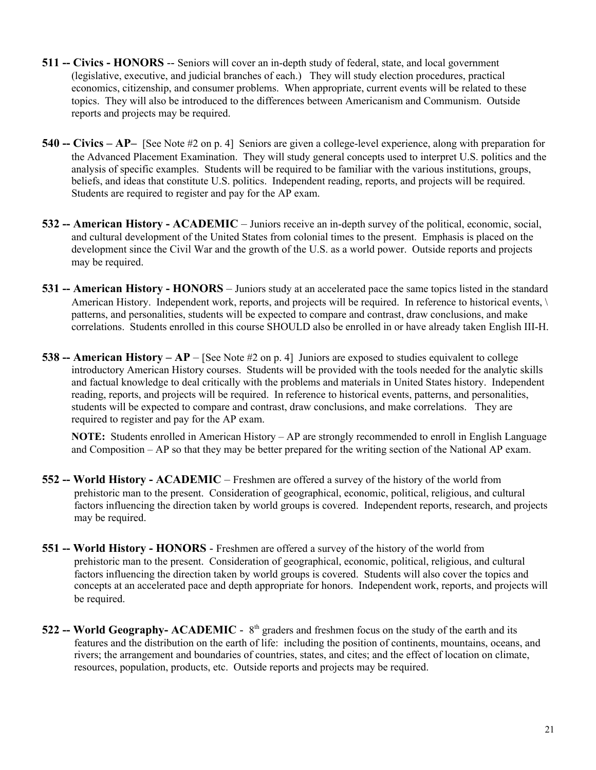**511 -- Civics - HONORS** -- Seniors will cover an in-depth study of federal, state, and local government (legislative, executive, and judicial branches of each.) They will study election procedures, practical economics, citizenship, and consumer problems. When appropriate, current events will be related to these topics. They will also be introduced to the differences between Americanism and Communism. Outside reports and projects may be required.

**540 -- Civics – AP–** [See Note #2 on p. 4] Seniors are given a college-level experience, along with preparation for the Advanced Placement Examination. They will study general concepts used to interpret U.S. politics and the analysis of specific examples. Students will be required to be familiar with the various institutions, groups, beliefs, and ideas that constitute U.S. politics. Independent reading, reports, and projects will be required. Students are required to register and pay for the AP exam.

**532 -- American History - ACADEMIC** – Juniors receive an in-depth survey of the political, economic, social, and cultural development of the United States from colonial times to the present. Emphasis is placed on the development since the Civil War and the growth of the U.S. as a world power. Outside reports and projects may be required.

**531 -- American History - HONORS** – Juniors study at an accelerated pace the same topics listed in the standard American History. Independent work, reports, and projects will be required. In reference to historical events, \ patterns, and personalities, students will be expected to compare and contrast, draw conclusions, and make correlations. Students enrolled in this course SHOULD also be enrolled in or have already taken English III-H.

**538 -- American History – AP** – [See Note #2 on p. 4] Juniors are exposed to studies equivalent to college introductory American History courses. Students will be provided with the tools needed for the analytic skills and factual knowledge to deal critically with the problems and materials in United States history. Independent reading, reports, and projects will be required. In reference to historical events, patterns, and personalities, students will be expected to compare and contrast, draw conclusions, and make correlations. They are required to register and pay for the AP exam.

**NOTE:** Students enrolled in American History – AP are strongly recommended to enroll in English Language and Composition – AP so that they may be better prepared for the writing section of the National AP exam.

**552 -- World History - ACADEMIC** – Freshmen are offered a survey of the history of the world from prehistoric man to the present. Consideration of geographical, economic, political, religious, and cultural factors influencing the direction taken by world groups is covered. Independent reports, research, and projects may be required.

**551 -- World History - HONORS** - Freshmen are offered a survey of the history of the world from prehistoric man to the present. Consideration of geographical, economic, political, religious, and cultural factors influencing the direction taken by world groups is covered. Students will also cover the topics and concepts at an accelerated pace and depth appropriate for honors. Independent work, reports, and projects will be required.

**522 -- World Geography- ACADEMIC** - 8th graders and freshmen focus on the study of the earth and its features and the distribution on the earth of life: including the position of continents, mountains, oceans, and rivers; the arrangement and boundaries of countries, states, and cites; and the effect of location on climate, resources, population, products, etc. Outside reports and projects may be required.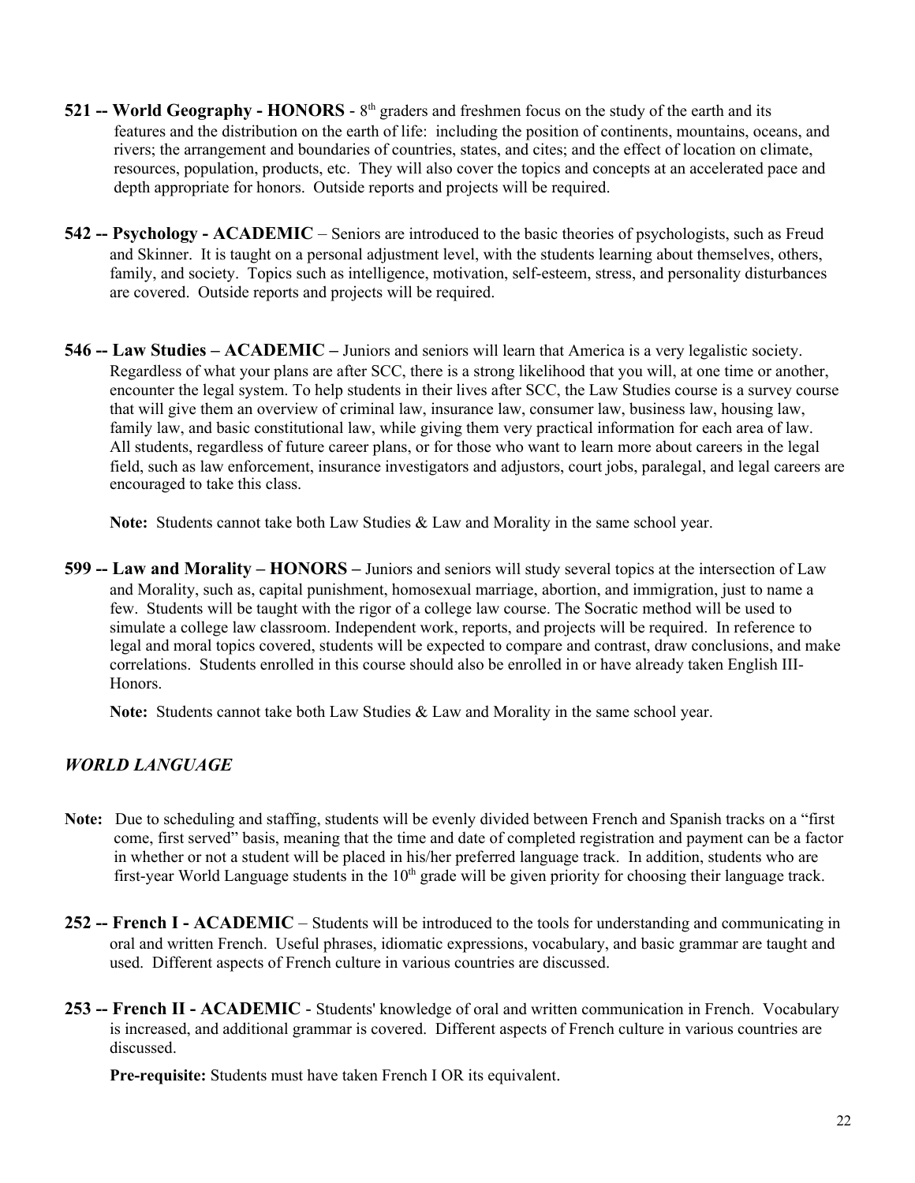**521 -- World Geography - HONORS** - 8th graders and freshmen focus on the study of the earth and its features and the distribution on the earth of life: including the position of continents, mountains, oceans, and rivers; the arrangement and boundaries of countries, states, and cites; and the effect of location on climate, resources, population, products, etc. They will also cover the topics and concepts at an accelerated pace and depth appropriate for honors. Outside reports and projects will be required.

**542 -- Psychology - ACADEMIC** – Seniors are introduced to the basic theories of psychologists, such as Freud and Skinner. It is taught on a personal adjustment level, with the students learning about themselves, others, family, and society. Topics such as intelligence, motivation, self-esteem, stress, and personality disturbances are covered. Outside reports and projects will be required.

**546 -- Law Studies – ACADEMIC –** Juniors and seniors will learn that America is a very legalistic society. Regardless of what your plans are after SCC, there is a strong likelihood that you will, at one time or another, encounter the legal system. To help students in their lives after SCC, the Law Studies course is a survey course that will give them an overview of criminal law, insurance law, consumer law, business law, housing law, family law, and basic constitutional law, while giving them very practical information for each area of law. All students, regardless of future career plans, or for those who want to learn more about careers in the legal field, such as law enforcement, insurance investigators and adjustors, court jobs, paralegal, and legal careers are encouraged to take this class.

**Note:** Students cannot take both Law Studies & Law and Morality in the same school year.

**599 -- Law and Morality – HONORS –** Juniors and seniors will study several topics at the intersection of Law and Morality, such as, capital punishment, homosexual marriage, abortion, and immigration, just to name a few. Students will be taught with the rigor of a college law course. The Socratic method will be used to simulate a college law classroom. Independent work, reports, and projects will be required. In reference to legal and moral topics covered, students will be expected to compare and contrast, draw conclusions, and make correlations. Students enrolled in this course should also be enrolled in or have already taken English III-Honors.

**Note:** Students cannot take both Law Studies & Law and Morality in the same school year.

## *WORLD LANGUAGE*

**Note:** Due to scheduling and staffing, students will be evenly divided between French and Spanish tracks on a "first come, first served" basis, meaning that the time and date of completed registration and payment can be a factor in whether or not a student will be placed in his/her preferred language track. In addition, students who are first-year World Language students in the 10th grade will be given priority for choosing their language track.

**252 -- French I - ACADEMIC** – Students will be introduced to the tools for understanding and communicating in oral and written French. Useful phrases, idiomatic expressions, vocabulary, and basic grammar are taught and used. Different aspects of French culture in various countries are discussed.

**253 -- French II - ACADEMIC** - Students' knowledge of oral and written communication in French. Vocabulary is increased, and additional grammar is covered. Different aspects of French culture in various countries are discussed.

**Pre-requisite:** Students must have taken French I OR its equivalent.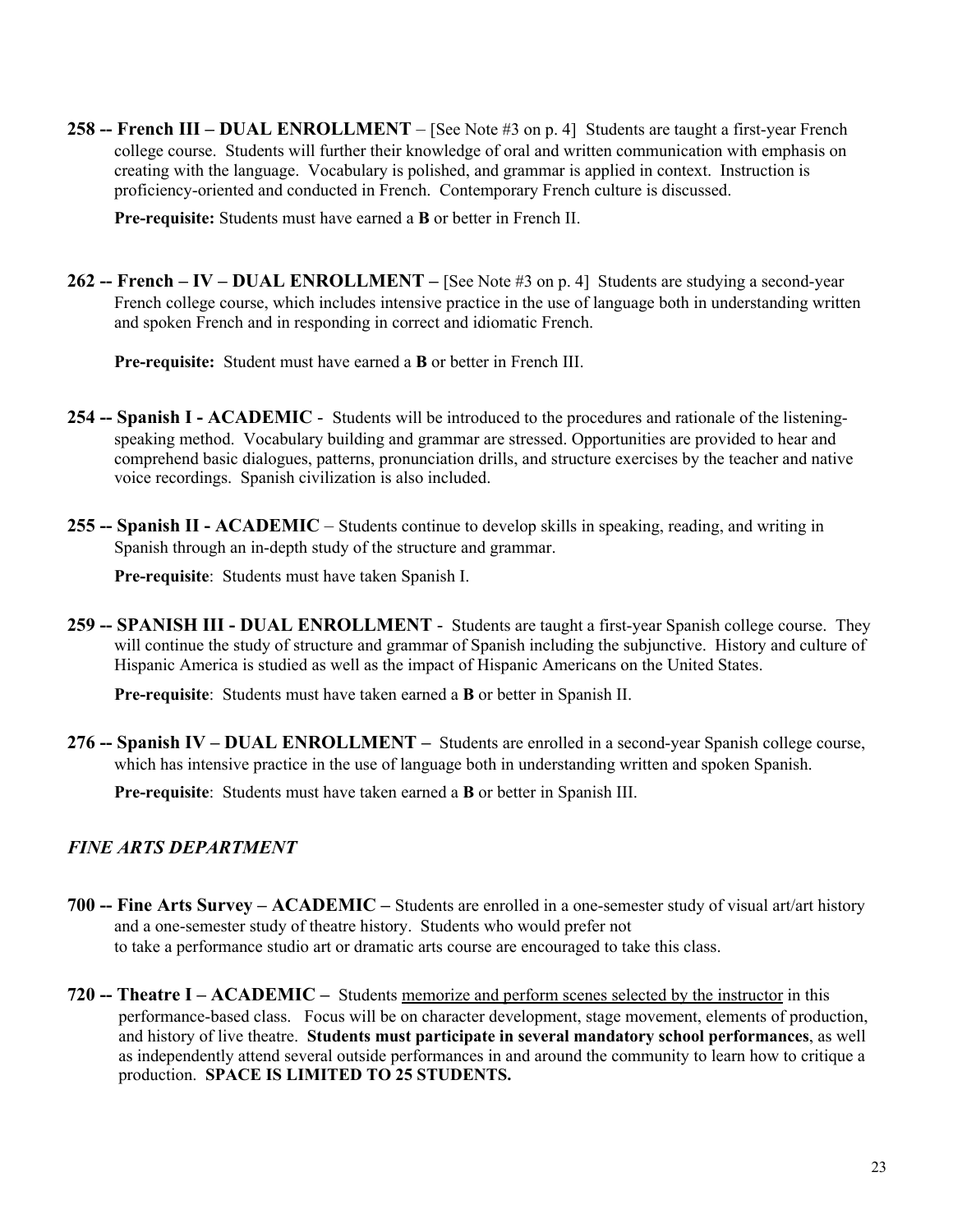**258 -- French III – DUAL ENROLLMENT** – [See Note #3 on p. 4] Students are taught a first-year French college course. Students will further their knowledge of oral and written communication with emphasis on creating with the language. Vocabulary is polished, and grammar is applied in context. Instruction is proficiency-oriented and conducted in French. Contemporary French culture is discussed.

**Pre-requisite:** Students must have earned a **B** or better in French II.

**262 -- French – IV – DUAL ENROLLMENT –** [See Note #3 on p. 4] Students are studying a second-year French college course, which includes intensive practice in the use of language both in understanding written and spoken French and in responding in correct and idiomatic French.

**Pre-requisite:** Student must have earned a **B** or better in French III.

**254 -- Spanish I - ACADEMIC** - Students will be introduced to the procedures and rationale of the listening-speaking method. Vocabulary building and grammar are stressed. Opportunities are provided to hear and comprehend basic dialogues, patterns, pronunciation drills, and structure exercises by the teacher and native voice recordings. Spanish civilization is also included.

**255 -- Spanish II - ACADEMIC** – Students continue to develop skills in speaking, reading, and writing in Spanish through an in-depth study of the structure and grammar.

**Pre-requisite**: Students must have taken Spanish I.

**259 -- SPANISH III - DUAL ENROLLMENT** - Students are taught a first-year Spanish college course. They will continue the study of structure and grammar of Spanish including the subjunctive. History and culture of Hispanic America is studied as well as the impact of Hispanic Americans on the United States.

**Pre-requisite**: Students must have taken earned a **B** or better in Spanish II.

**276 -- Spanish IV – DUAL ENROLLMENT –** Students are enrolled in a second-year Spanish college course, which has intensive practice in the use of language both in understanding written and spoken Spanish.

**Pre-requisite**: Students must have taken earned a **B** or better in Spanish III.

### *FINE ARTS DEPARTMENT*

**700 -- Fine Arts Survey – ACADEMIC –** Students are enrolled in a one-semester study of visual art/art history and a one-semester study of theatre history. Students who would prefer not to take a performance studio art or dramatic arts course are encouraged to take this class.

**720 -- Theatre I – ACADEMIC –** Students memorize and perform scenes selected by the instructor in this performance-based class. Focus will be on character development, stage movement, elements of production, and history of live theatre. **Students must participate in several mandatory school performances**, as well as independently attend several outside performances in and around the community to learn how to critique a production. **SPACE IS LIMITED TO 25 STUDENTS.**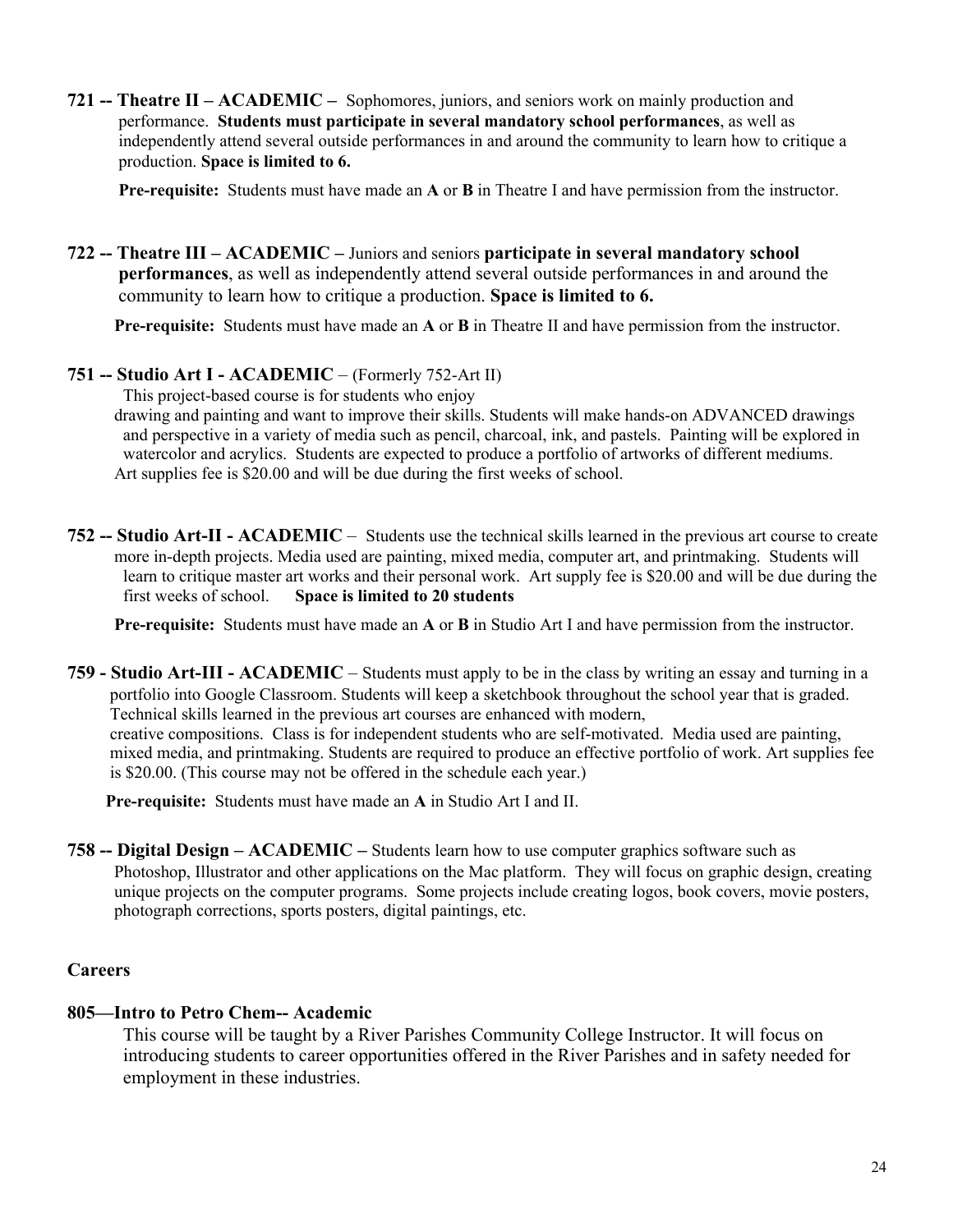**721 -- Theatre II – ACADEMIC –** Sophomores, juniors, and seniors work on mainly production and performance. **Students must participate in several mandatory school performances**, as well as independently attend several outside performances in and around the community to learn how to critique a production. **Space is limited to 6.**

**Pre-requisite:** Students must have made an **A** or **B** in Theatre I and have permission from the instructor.

**722 -- Theatre III – ACADEMIC –** Juniors and seniors **participate in several mandatory school performances**, as well as independently attend several outside performances in and around the community to learn how to critique a production. **Space is limited to 6.**

**Pre-requisite:** Students must have made an **A** or **B** in Theatre II and have permission from the instructor.

**751 -- Studio Art I - ACADEMIC** – (Formerly 752-Art II)
This project-based course is for students who enjoy drawing and painting and want to improve their skills. Students will make hands-on ADVANCED drawings and perspective in a variety of media such as pencil, charcoal, ink, and pastels. Painting will be explored in watercolor and acrylics. Students are expected to produce a portfolio of artworks of different mediums. Art supplies fee is $20.00 and will be due during the first weeks of school.

**752 -- Studio Art-II - ACADEMIC** – Students use the technical skills learned in the previous art course to create more in-depth projects. Media used are painting, mixed media, computer art, and printmaking. Students will learn to critique master art works and their personal work. Art supply fee is $20.00 and will be due during the first weeks of school. **Space is limited to 20 students**

**Pre-requisite:** Students must have made an **A** or **B** in Studio Art I and have permission from the instructor.

**759 - Studio Art-III - ACADEMIC** – Students must apply to be in the class by writing an essay and turning in a portfolio into Google Classroom. Students will keep a sketchbook throughout the school year that is graded. Technical skills learned in the previous art courses are enhanced with modern, creative compositions. Class is for independent students who are self-motivated. Media used are painting, mixed media, and printmaking. Students are required to produce an effective portfolio of work. Art supplies fee is $20.00. (This course may not be offered in the schedule each year.)

**Pre-requisite:** Students must have made an **A** in Studio Art I and II.

**758 -- Digital Design – ACADEMIC –** Students learn how to use computer graphics software such as Photoshop, Illustrator and other applications on the Mac platform. They will focus on graphic design, creating unique projects on the computer programs. Some projects include creating logos, book covers, movie posters, photograph corrections, sports posters, digital paintings, etc.

## Careers

**805—Intro to Petro Chem-- Academic**
This course will be taught by a River Parishes Community College Instructor. It will focus on introducing students to career opportunities offered in the River Parishes and in safety needed for employment in these industries.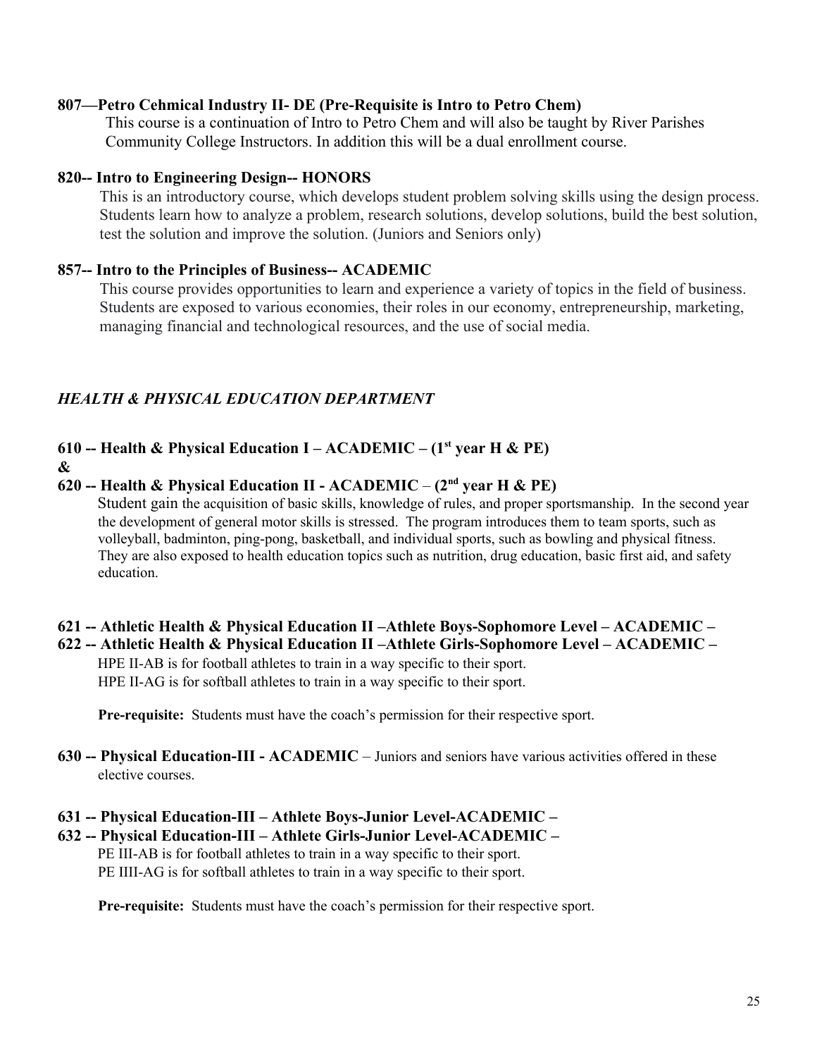**807—Petro Cehmical Industry II- DE (Pre-Requisite is Intro to Petro Chem)**

This course is a continuation of Intro to Petro Chem and will also be taught by River Parishes Community College Instructors. In addition this will be a dual enrollment course.

**820-- Intro to Engineering Design-- HONORS**

This is an introductory course, which develops student problem solving skills using the design process. Students learn how to analyze a problem, research solutions, develop solutions, build the best solution, test the solution and improve the solution. (Juniors and Seniors only)

**857-- Intro to the Principles of Business-- ACADEMIC**

This course provides opportunities to learn and experience a variety of topics in the field of business. Students are exposed to various economies, their roles in our economy, entrepreneurship, marketing, managing financial and technological resources, and the use of social media.

## *HEALTH & PHYSICAL EDUCATION DEPARTMENT*

**610 -- Health & Physical Education I – ACADEMIC – (1st year H & PE)**
**&**
**620 -- Health & Physical Education II - ACADEMIC – (2nd year H & PE)**

Student gain the acquisition of basic skills, knowledge of rules, and proper sportsmanship. In the second year the development of general motor skills is stressed. The program introduces them to team sports, such as volleyball, badminton, ping-pong, basketball, and individual sports, such as bowling and physical fitness. They are also exposed to health education topics such as nutrition, drug education, basic first aid, and safety education.

**621 -- Athletic Health & Physical Education II –Athlete Boys-Sophomore Level – ACADEMIC –**
**622 -- Athletic Health & Physical Education II –Athlete Girls-Sophomore Level – ACADEMIC –**

HPE II-AB is for football athletes to train in a way specific to their sport.
HPE II-AG is for softball athletes to train in a way specific to their sport.

**Pre-requisite:** Students must have the coach's permission for their respective sport.

**630 -- Physical Education-III - ACADEMIC** – Juniors and seniors have various activities offered in these elective courses.

**631 -- Physical Education-III – Athlete Boys-Junior Level-ACADEMIC –**
**632 -- Physical Education-III – Athlete Girls-Junior Level-ACADEMIC –**

PE III-AB is for football athletes to train in a way specific to their sport.
PE IIII-AG is for softball athletes to train in a way specific to their sport.

**Pre-requisite:** Students must have the coach's permission for their respective sport.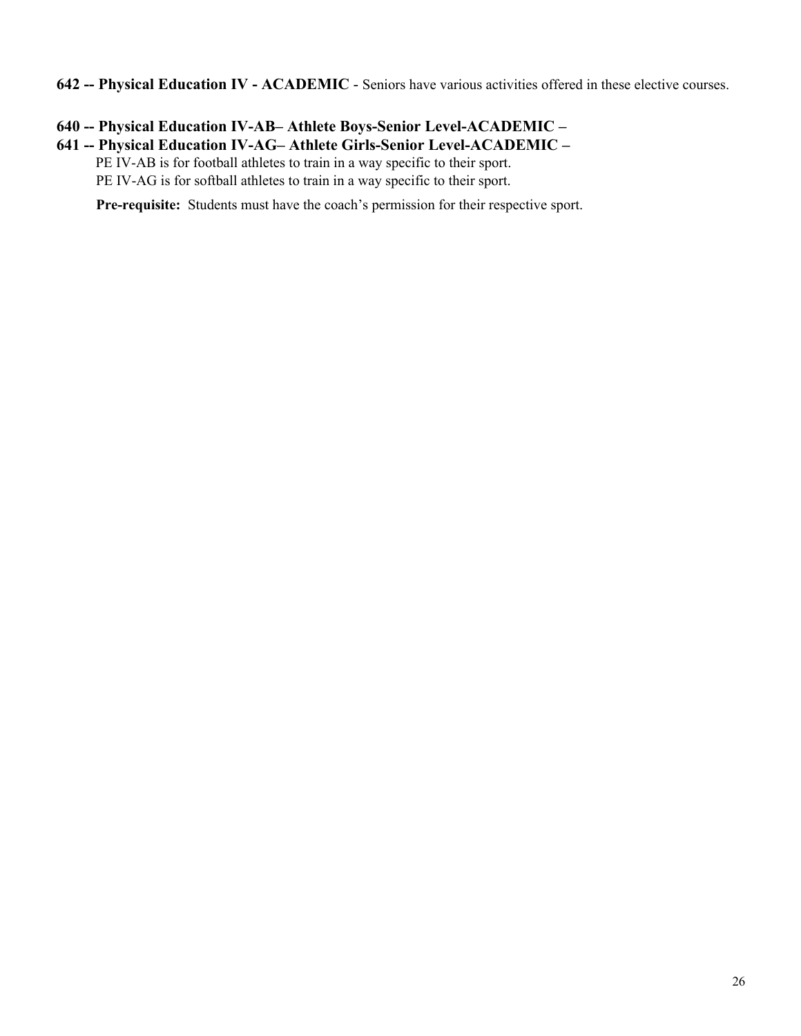**642 -- Physical Education IV - ACADEMIC** - Seniors have various activities offered in these elective courses.

**640 -- Physical Education IV-AB– Athlete Boys-Senior Level-ACADEMIC –**
**641 -- Physical Education IV-AG– Athlete Girls-Senior Level-ACADEMIC –**

PE IV-AB is for football athletes to train in a way specific to their sport.
PE IV-AG is for softball athletes to train in a way specific to their sport.

**Pre-requisite:** Students must have the coach's permission for their respective sport.